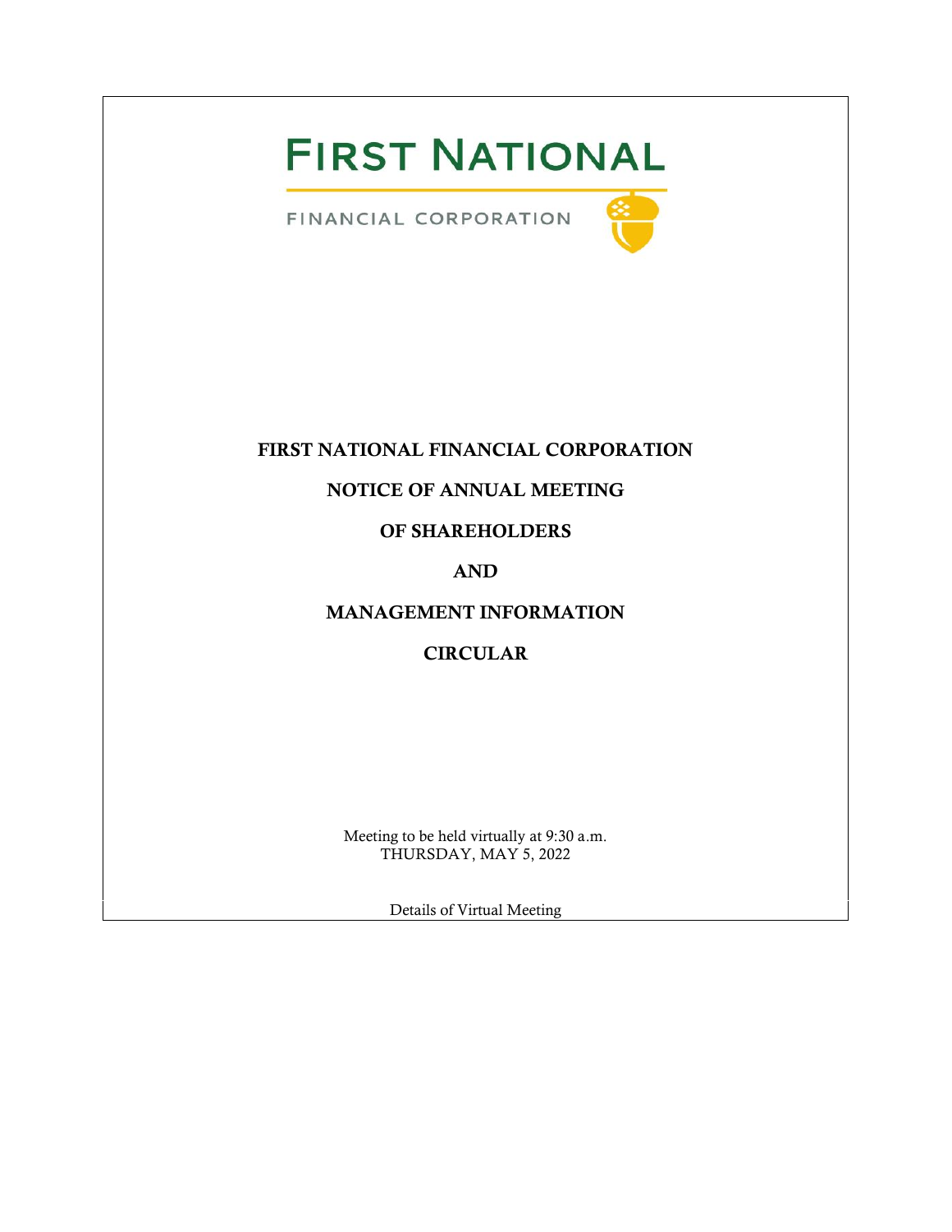FIRST NATIONAL

FINANCIAL CORPORATION

# FIRST NATIONAL FINANCIAL CORPORATION

# NOTICE OF ANNUAL MEETING

# OF SHAREHOLDERS

# AND

# MANAGEMENT INFORMATION

# CIRCULAR

Meeting to be held virtually at 9:30 a.m.
THURSDAY, MAY 5, 2022

Details of Virtual Meeting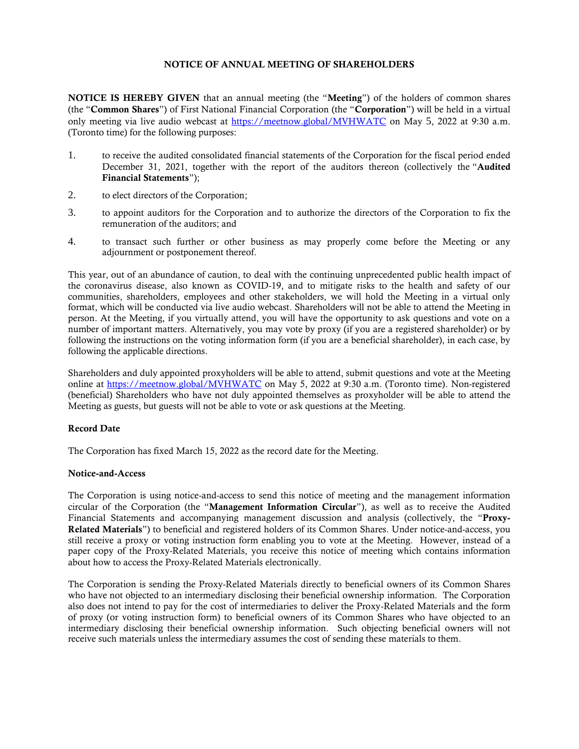# NOTICE OF ANNUAL MEETING OF SHAREHOLDERS

**NOTICE IS HEREBY GIVEN** that an annual meeting (the "**Meeting**") of the holders of common shares (the "**Common Shares**") of First National Financial Corporation (the "**Corporation**") will be held in a virtual only meeting via live audio webcast at https://meetnow.global/MVHWATC on May 5, 2022 at 9:30 a.m. (Toronto time) for the following purposes:

1. to receive the audited consolidated financial statements of the Corporation for the fiscal period ended December 31, 2021, together with the report of the auditors thereon (collectively the "**Audited Financial Statements**");
2. to elect directors of the Corporation;
3. to appoint auditors for the Corporation and to authorize the directors of the Corporation to fix the remuneration of the auditors; and
4. to transact such further or other business as may properly come before the Meeting or any adjournment or postponement thereof.

This year, out of an abundance of caution, to deal with the continuing unprecedented public health impact of the coronavirus disease, also known as COVID-19, and to mitigate risks to the health and safety of our communities, shareholders, employees and other stakeholders, we will hold the Meeting in a virtual only format, which will be conducted via live audio webcast. Shareholders will not be able to attend the Meeting in person. At the Meeting, if you virtually attend, you will have the opportunity to ask questions and vote on a number of important matters. Alternatively, you may vote by proxy (if you are a registered shareholder) or by following the instructions on the voting information form (if you are a beneficial shareholder), in each case, by following the applicable directions.

Shareholders and duly appointed proxyholders will be able to attend, submit questions and vote at the Meeting online at https://meetnow.global/MVHWATC on May 5, 2022 at 9:30 a.m. (Toronto time). Non-registered (beneficial) Shareholders who have not duly appointed themselves as proxyholder will be able to attend the Meeting as guests, but guests will not be able to vote or ask questions at the Meeting.

### Record Date

The Corporation has fixed March 15, 2022 as the record date for the Meeting.

### Notice-and-Access

The Corporation is using notice-and-access to send this notice of meeting and the management information circular of the Corporation (the "**Management Information Circular**"), as well as to receive the Audited Financial Statements and accompanying management discussion and analysis (collectively, the "**Proxy-Related Materials**") to beneficial and registered holders of its Common Shares. Under notice-and-access, you still receive a proxy or voting instruction form enabling you to vote at the Meeting. However, instead of a paper copy of the Proxy-Related Materials, you receive this notice of meeting which contains information about how to access the Proxy-Related Materials electronically.

The Corporation is sending the Proxy-Related Materials directly to beneficial owners of its Common Shares who have not objected to an intermediary disclosing their beneficial ownership information. The Corporation also does not intend to pay for the cost of intermediaries to deliver the Proxy-Related Materials and the form of proxy (or voting instruction form) to beneficial owners of its Common Shares who have objected to an intermediary disclosing their beneficial ownership information. Such objecting beneficial owners will not receive such materials unless the intermediary assumes the cost of sending these materials to them.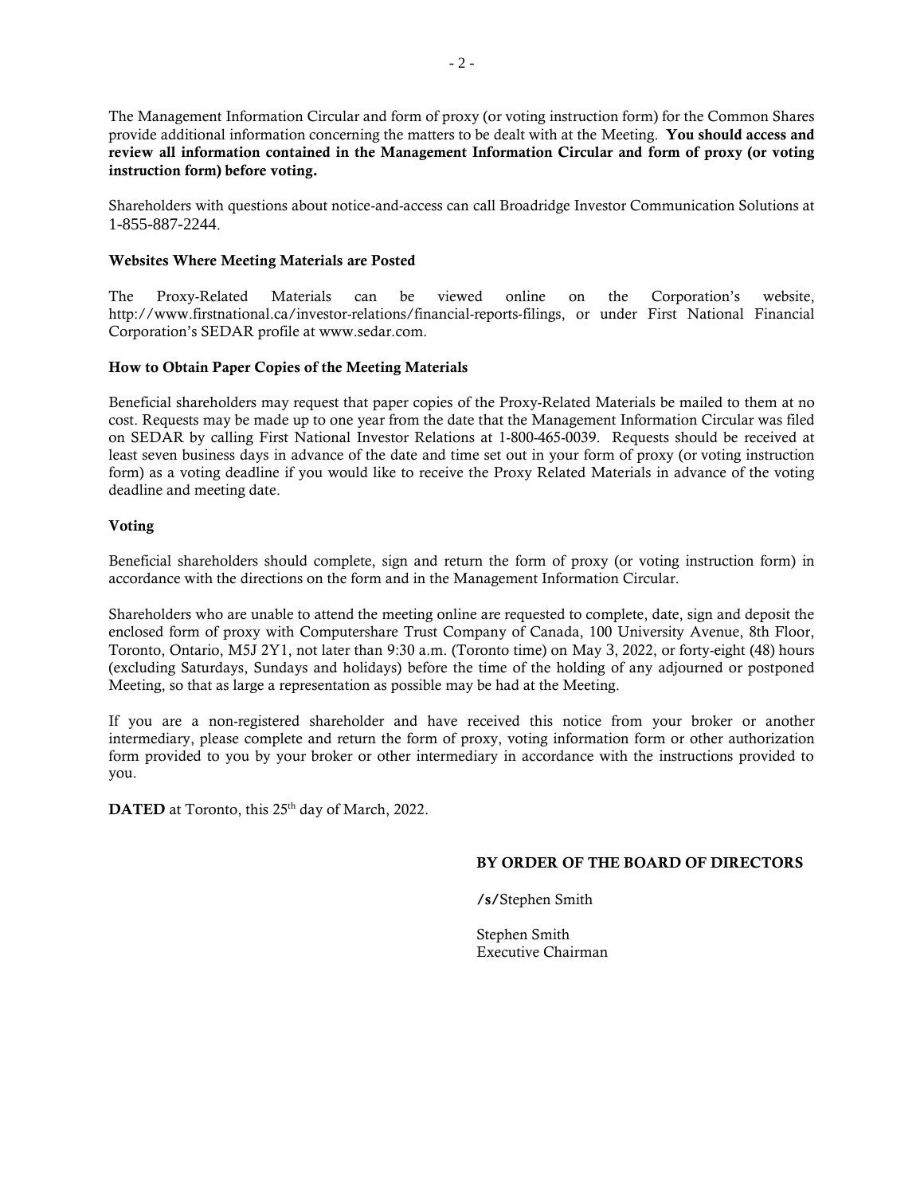The Management Information Circular and form of proxy (or voting instruction form) for the Common Shares provide additional information concerning the matters to be dealt with at the Meeting. **You should access and review all information contained in the Management Information Circular and form of proxy (or voting instruction form) before voting.**

Shareholders with questions about notice-and-access can call Broadridge Investor Communication Solutions at 1-855-887-2244.

**Websites Where Meeting Materials are Posted**

The Proxy-Related Materials can be viewed online on the Corporation's website, http://www.firstnational.ca/investor-relations/financial-reports-filings, or under First National Financial Corporation's SEDAR profile at www.sedar.com.

**How to Obtain Paper Copies of the Meeting Materials**

Beneficial shareholders may request that paper copies of the Proxy-Related Materials be mailed to them at no cost. Requests may be made up to one year from the date that the Management Information Circular was filed on SEDAR by calling First National Investor Relations at 1-800-465-0039. Requests should be received at least seven business days in advance of the date and time set out in your form of proxy (or voting instruction form) as a voting deadline if you would like to receive the Proxy Related Materials in advance of the voting deadline and meeting date.

**Voting**

Beneficial shareholders should complete, sign and return the form of proxy (or voting instruction form) in accordance with the directions on the form and in the Management Information Circular.

Shareholders who are unable to attend the meeting online are requested to complete, date, sign and deposit the enclosed form of proxy with Computershare Trust Company of Canada, 100 University Avenue, 8th Floor, Toronto, Ontario, M5J 2Y1, not later than 9:30 a.m. (Toronto time) on May 3, 2022, or forty-eight (48) hours (excluding Saturdays, Sundays and holidays) before the time of the holding of any adjourned or postponed Meeting, so that as large a representation as possible may be had at the Meeting.

If you are a non-registered shareholder and have received this notice from your broker or another intermediary, please complete and return the form of proxy, voting information form or other authorization form provided to you by your broker or other intermediary in accordance with the instructions provided to you.

**DATED** at Toronto, this 25th day of March, 2022.

**BY ORDER OF THE BOARD OF DIRECTORS**

/s/Stephen Smith

Stephen Smith
Executive Chairman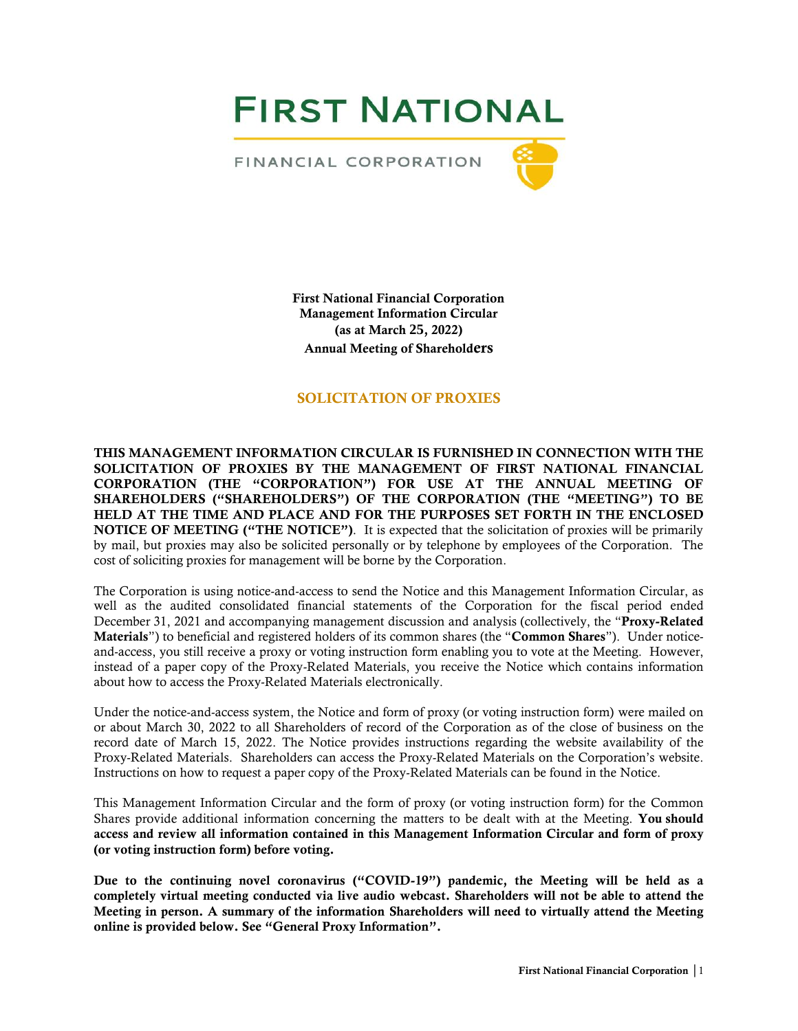# FIRST NATIONAL

FINANCIAL CORPORATION

**First National Financial Corporation**
**Management Information Circular**
**(as at March 25, 2022)**
**Annual Meeting of Shareholders**

## SOLICITATION OF PROXIES

**THIS MANAGEMENT INFORMATION CIRCULAR IS FURNISHED IN CONNECTION WITH THE SOLICITATION OF PROXIES BY THE MANAGEMENT OF FIRST NATIONAL FINANCIAL CORPORATION (THE "CORPORATION") FOR USE AT THE ANNUAL MEETING OF SHAREHOLDERS ("SHAREHOLDERS") OF THE CORPORATION (THE "MEETING") TO BE HELD AT THE TIME AND PLACE AND FOR THE PURPOSES SET FORTH IN THE ENCLOSED NOTICE OF MEETING ("THE NOTICE")**. It is expected that the solicitation of proxies will be primarily by mail, but proxies may also be solicited personally or by telephone by employees of the Corporation. The cost of soliciting proxies for management will be borne by the Corporation.

The Corporation is using notice-and-access to send the Notice and this Management Information Circular, as well as the audited consolidated financial statements of the Corporation for the fiscal period ended December 31, 2021 and accompanying management discussion and analysis (collectively, the "**Proxy-Related Materials**") to beneficial and registered holders of its common shares (the "**Common Shares**"). Under notice-and-access, you still receive a proxy or voting instruction form enabling you to vote at the Meeting. However, instead of a paper copy of the Proxy-Related Materials, you receive the Notice which contains information about how to access the Proxy-Related Materials electronically.

Under the notice-and-access system, the Notice and form of proxy (or voting instruction form) were mailed on or about March 30, 2022 to all Shareholders of record of the Corporation as of the close of business on the record date of March 15, 2022. The Notice provides instructions regarding the website availability of the Proxy-Related Materials. Shareholders can access the Proxy-Related Materials on the Corporation's website. Instructions on how to request a paper copy of the Proxy-Related Materials can be found in the Notice.

This Management Information Circular and the form of proxy (or voting instruction form) for the Common Shares provide additional information concerning the matters to be dealt with at the Meeting. **You should access and review all information contained in this Management Information Circular and form of proxy (or voting instruction form) before voting.**

**Due to the continuing novel coronavirus ("COVID-19") pandemic, the Meeting will be held as a completely virtual meeting conducted via live audio webcast. Shareholders will not be able to attend the Meeting in person. A summary of the information Shareholders will need to virtually attend the Meeting online is provided below. See "General Proxy Information".**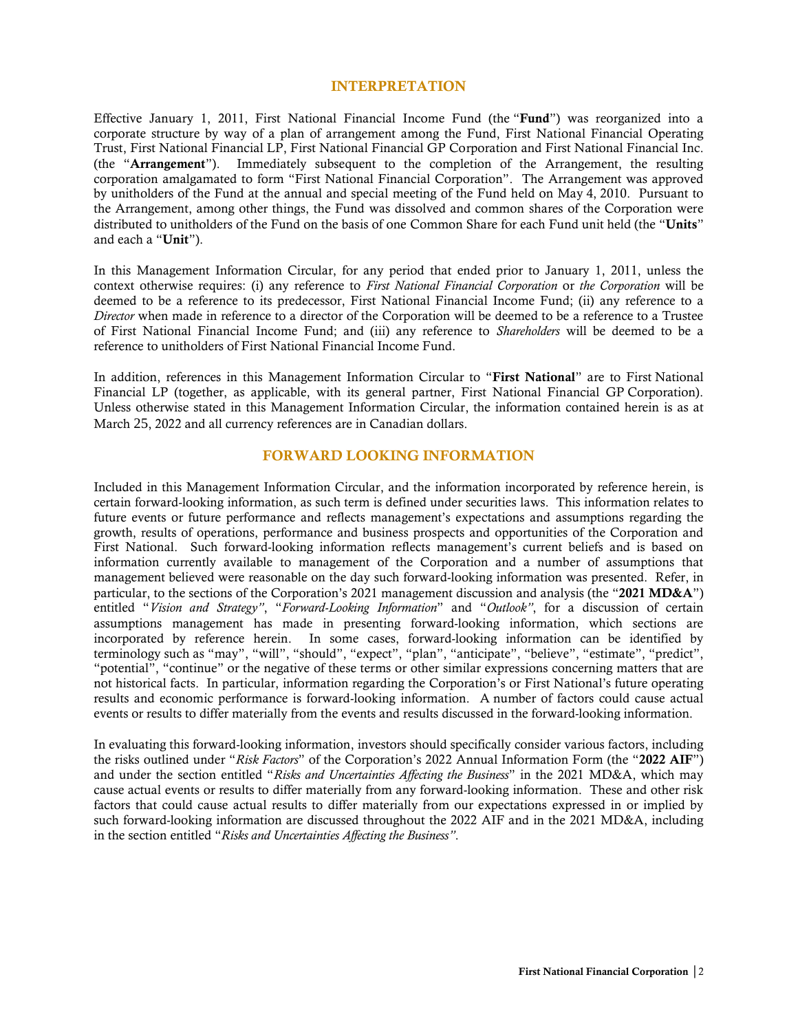## INTERPRETATION

Effective January 1, 2011, First National Financial Income Fund (the "**Fund**") was reorganized into a corporate structure by way of a plan of arrangement among the Fund, First National Financial Operating Trust, First National Financial LP, First National Financial GP Corporation and First National Financial Inc. (the "**Arrangement**"). Immediately subsequent to the completion of the Arrangement, the resulting corporation amalgamated to form "First National Financial Corporation". The Arrangement was approved by unitholders of the Fund at the annual and special meeting of the Fund held on May 4, 2010. Pursuant to the Arrangement, among other things, the Fund was dissolved and common shares of the Corporation were distributed to unitholders of the Fund on the basis of one Common Share for each Fund unit held (the "**Units**" and each a "**Unit**").

In this Management Information Circular, for any period that ended prior to January 1, 2011, unless the context otherwise requires: (i) any reference to *First National Financial Corporation* or *the Corporation* will be deemed to be a reference to its predecessor, First National Financial Income Fund; (ii) any reference to a *Director* when made in reference to a director of the Corporation will be deemed to be a reference to a Trustee of First National Financial Income Fund; and (iii) any reference to *Shareholders* will be deemed to be a reference to unitholders of First National Financial Income Fund.

In addition, references in this Management Information Circular to "**First National**" are to First National Financial LP (together, as applicable, with its general partner, First National Financial GP Corporation). Unless otherwise stated in this Management Information Circular, the information contained herein is as at March 25, 2022 and all currency references are in Canadian dollars.

## FORWARD LOOKING INFORMATION

Included in this Management Information Circular, and the information incorporated by reference herein, is certain forward-looking information, as such term is defined under securities laws. This information relates to future events or future performance and reflects management's expectations and assumptions regarding the growth, results of operations, performance and business prospects and opportunities of the Corporation and First National. Such forward-looking information reflects management's current beliefs and is based on information currently available to management of the Corporation and a number of assumptions that management believed were reasonable on the day such forward-looking information was presented. Refer, in particular, to the sections of the Corporation's 2021 management discussion and analysis (the "**2021 MD&A**") entitled "*Vision and Strategy*", "*Forward-Looking Information*" and "*Outlook*", for a discussion of certain assumptions management has made in presenting forward-looking information, which sections are incorporated by reference herein. In some cases, forward-looking information can be identified by terminology such as "may", "will", "should", "expect", "plan", "anticipate", "believe", "estimate", "predict", "potential", "continue" or the negative of these terms or other similar expressions concerning matters that are not historical facts. In particular, information regarding the Corporation's or First National's future operating results and economic performance is forward-looking information. A number of factors could cause actual events or results to differ materially from the events and results discussed in the forward-looking information.

In evaluating this forward-looking information, investors should specifically consider various factors, including the risks outlined under "*Risk Factors*" of the Corporation's 2022 Annual Information Form (the "**2022 AIF**") and under the section entitled "*Risks and Uncertainties Affecting the Business*" in the 2021 MD&A, which may cause actual events or results to differ materially from any forward-looking information. These and other risk factors that could cause actual results to differ materially from our expectations expressed in or implied by such forward-looking information are discussed throughout the 2022 AIF and in the 2021 MD&A, including in the section entitled "*Risks and Uncertainties Affecting the Business*".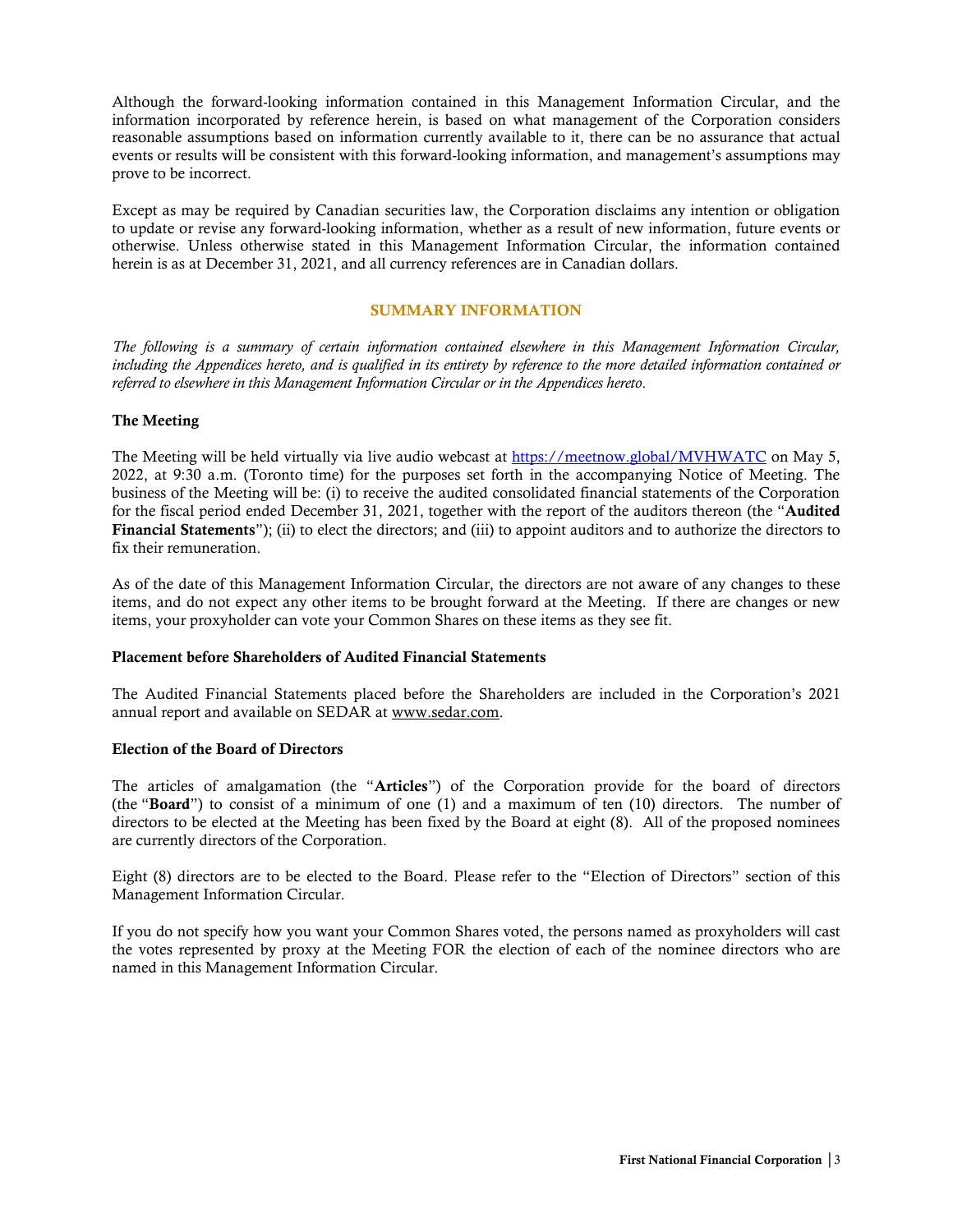Although the forward-looking information contained in this Management Information Circular, and the information incorporated by reference herein, is based on what management of the Corporation considers reasonable assumptions based on information currently available to it, there can be no assurance that actual events or results will be consistent with this forward-looking information, and management's assumptions may prove to be incorrect.

Except as may be required by Canadian securities law, the Corporation disclaims any intention or obligation to update or revise any forward-looking information, whether as a result of new information, future events or otherwise. Unless otherwise stated in this Management Information Circular, the information contained herein is as at December 31, 2021, and all currency references are in Canadian dollars.

## SUMMARY INFORMATION

*The following is a summary of certain information contained elsewhere in this Management Information Circular, including the Appendices hereto, and is qualified in its entirety by reference to the more detailed information contained or referred to elsewhere in this Management Information Circular or in the Appendices hereto.*

### The Meeting

The Meeting will be held virtually via live audio webcast at https://meetnow.global/MVHWATC on May 5, 2022, at 9:30 a.m. (Toronto time) for the purposes set forth in the accompanying Notice of Meeting. The business of the Meeting will be: (i) to receive the audited consolidated financial statements of the Corporation for the fiscal period ended December 31, 2021, together with the report of the auditors thereon (the "**Audited Financial Statements**"); (ii) to elect the directors; and (iii) to appoint auditors and to authorize the directors to fix their remuneration.

As of the date of this Management Information Circular, the directors are not aware of any changes to these items, and do not expect any other items to be brought forward at the Meeting. If there are changes or new items, your proxyholder can vote your Common Shares on these items as they see fit.

### Placement before Shareholders of Audited Financial Statements

The Audited Financial Statements placed before the Shareholders are included in the Corporation's 2021 annual report and available on SEDAR at www.sedar.com.

### Election of the Board of Directors

The articles of amalgamation (the "**Articles**") of the Corporation provide for the board of directors (the "**Board**") to consist of a minimum of one (1) and a maximum of ten (10) directors. The number of directors to be elected at the Meeting has been fixed by the Board at eight (8). All of the proposed nominees are currently directors of the Corporation.

Eight (8) directors are to be elected to the Board. Please refer to the "Election of Directors" section of this Management Information Circular.

If you do not specify how you want your Common Shares voted, the persons named as proxyholders will cast the votes represented by proxy at the Meeting FOR the election of each of the nominee directors who are named in this Management Information Circular.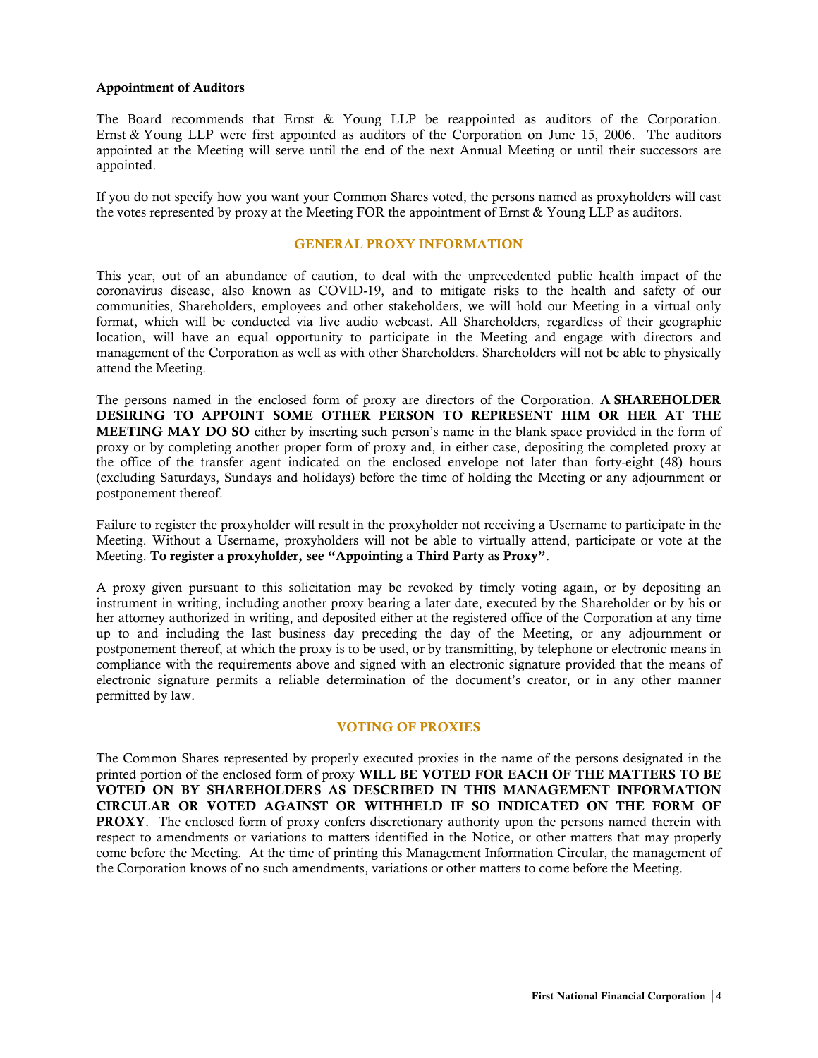**Appointment of Auditors**

The Board recommends that Ernst & Young LLP be reappointed as auditors of the Corporation. Ernst & Young LLP were first appointed as auditors of the Corporation on June 15, 2006. The auditors appointed at the Meeting will serve until the end of the next Annual Meeting or until their successors are appointed.

If you do not specify how you want your Common Shares voted, the persons named as proxyholders will cast the votes represented by proxy at the Meeting FOR the appointment of Ernst & Young LLP as auditors.

## GENERAL PROXY INFORMATION

This year, out of an abundance of caution, to deal with the unprecedented public health impact of the coronavirus disease, also known as COVID-19, and to mitigate risks to the health and safety of our communities, Shareholders, employees and other stakeholders, we will hold our Meeting in a virtual only format, which will be conducted via live audio webcast. All Shareholders, regardless of their geographic location, will have an equal opportunity to participate in the Meeting and engage with directors and management of the Corporation as well as with other Shareholders. Shareholders will not be able to physically attend the Meeting.

The persons named in the enclosed form of proxy are directors of the Corporation. **A SHAREHOLDER DESIRING TO APPOINT SOME OTHER PERSON TO REPRESENT HIM OR HER AT THE MEETING MAY DO SO** either by inserting such person's name in the blank space provided in the form of proxy or by completing another proper form of proxy and, in either case, depositing the completed proxy at the office of the transfer agent indicated on the enclosed envelope not later than forty-eight (48) hours (excluding Saturdays, Sundays and holidays) before the time of holding the Meeting or any adjournment or postponement thereof.

Failure to register the proxyholder will result in the proxyholder not receiving a Username to participate in the Meeting. Without a Username, proxyholders will not be able to virtually attend, participate or vote at the Meeting. **To register a proxyholder, see "Appointing a Third Party as Proxy"**.

A proxy given pursuant to this solicitation may be revoked by timely voting again, or by depositing an instrument in writing, including another proxy bearing a later date, executed by the Shareholder or by his or her attorney authorized in writing, and deposited either at the registered office of the Corporation at any time up to and including the last business day preceding the day of the Meeting, or any adjournment or postponement thereof, at which the proxy is to be used, or by transmitting, by telephone or electronic means in compliance with the requirements above and signed with an electronic signature provided that the means of electronic signature permits a reliable determination of the document's creator, or in any other manner permitted by law.

## VOTING OF PROXIES

The Common Shares represented by properly executed proxies in the name of the persons designated in the printed portion of the enclosed form of proxy **WILL BE VOTED FOR EACH OF THE MATTERS TO BE VOTED ON BY SHAREHOLDERS AS DESCRIBED IN THIS MANAGEMENT INFORMATION CIRCULAR OR VOTED AGAINST OR WITHHELD IF SO INDICATED ON THE FORM OF PROXY**. The enclosed form of proxy confers discretionary authority upon the persons named therein with respect to amendments or variations to matters identified in the Notice, or other matters that may properly come before the Meeting. At the time of printing this Management Information Circular, the management of the Corporation knows of no such amendments, variations or other matters to come before the Meeting.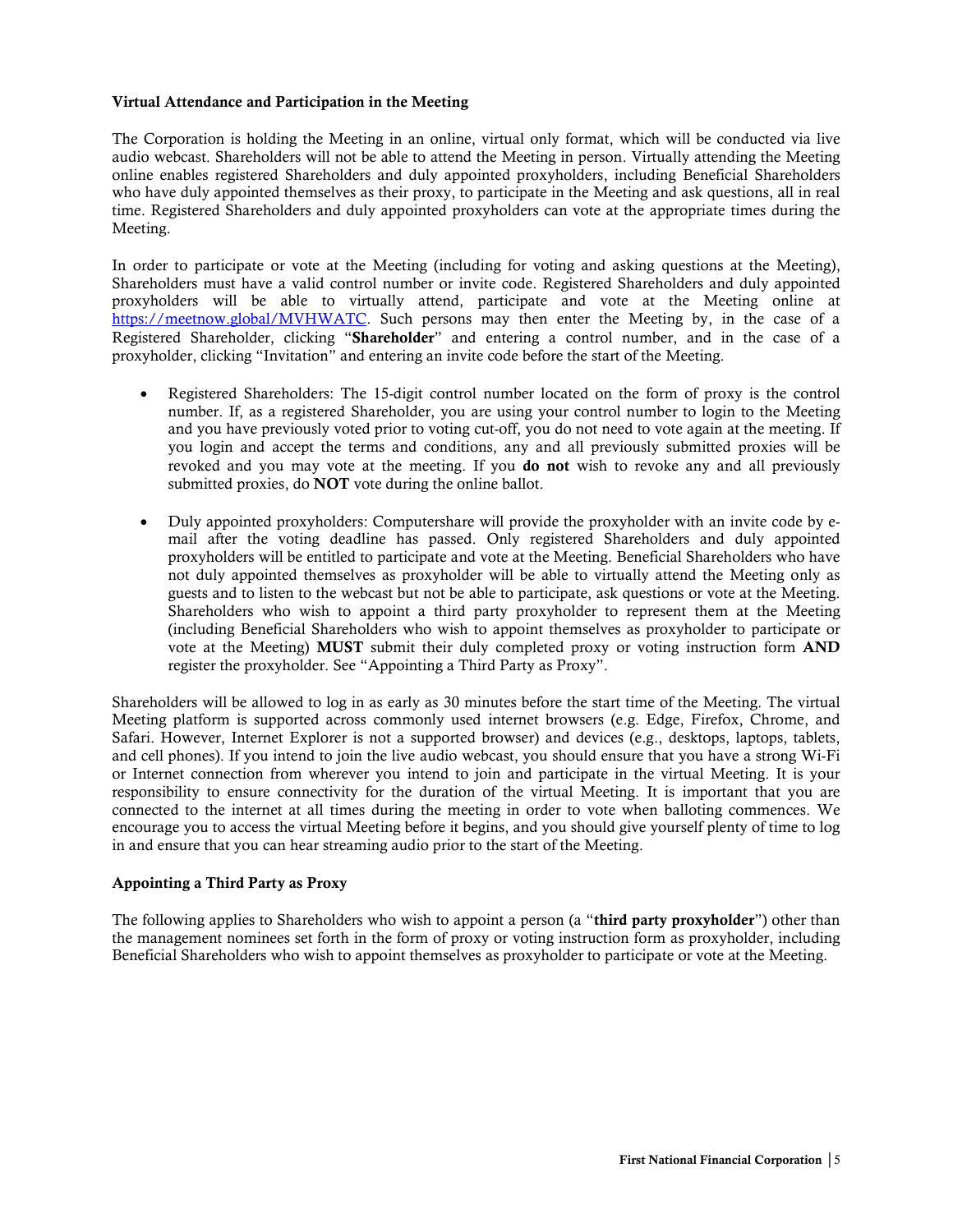**Virtual Attendance and Participation in the Meeting**

The Corporation is holding the Meeting in an online, virtual only format, which will be conducted via live audio webcast. Shareholders will not be able to attend the Meeting in person. Virtually attending the Meeting online enables registered Shareholders and duly appointed proxyholders, including Beneficial Shareholders who have duly appointed themselves as their proxy, to participate in the Meeting and ask questions, all in real time. Registered Shareholders and duly appointed proxyholders can vote at the appropriate times during the Meeting.

In order to participate or vote at the Meeting (including for voting and asking questions at the Meeting), Shareholders must have a valid control number or invite code. Registered Shareholders and duly appointed proxyholders will be able to virtually attend, participate and vote at the Meeting online at https://meetnow.global/MVHWATC. Such persons may then enter the Meeting by, in the case of a Registered Shareholder, clicking "**Shareholder**" and entering a control number, and in the case of a proxyholder, clicking "Invitation" and entering an invite code before the start of the Meeting.

- Registered Shareholders: The 15-digit control number located on the form of proxy is the control number. If, as a registered Shareholder, you are using your control number to login to the Meeting and you have previously voted prior to voting cut-off, you do not need to vote again at the meeting. If you login and accept the terms and conditions, any and all previously submitted proxies will be revoked and you may vote at the meeting. If you **do not** wish to revoke any and all previously submitted proxies, do **NOT** vote during the online ballot.

- Duly appointed proxyholders: Computershare will provide the proxyholder with an invite code by e-mail after the voting deadline has passed. Only registered Shareholders and duly appointed proxyholders will be entitled to participate and vote at the Meeting. Beneficial Shareholders who have not duly appointed themselves as proxyholder will be able to virtually attend the Meeting only as guests and to listen to the webcast but not be able to participate, ask questions or vote at the Meeting. Shareholders who wish to appoint a third party proxyholder to represent them at the Meeting (including Beneficial Shareholders who wish to appoint themselves as proxyholder to participate or vote at the Meeting) **MUST** submit their duly completed proxy or voting instruction form **AND** register the proxyholder. See "Appointing a Third Party as Proxy".

Shareholders will be allowed to log in as early as 30 minutes before the start time of the Meeting. The virtual Meeting platform is supported across commonly used internet browsers (e.g. Edge, Firefox, Chrome, and Safari. However, Internet Explorer is not a supported browser) and devices (e.g., desktops, laptops, tablets, and cell phones). If you intend to join the live audio webcast, you should ensure that you have a strong Wi-Fi or Internet connection from wherever you intend to join and participate in the virtual Meeting. It is your responsibility to ensure connectivity for the duration of the virtual Meeting. It is important that you are connected to the internet at all times during the meeting in order to vote when balloting commences. We encourage you to access the virtual Meeting before it begins, and you should give yourself plenty of time to log in and ensure that you can hear streaming audio prior to the start of the Meeting.

**Appointing a Third Party as Proxy**

The following applies to Shareholders who wish to appoint a person (a "**third party proxyholder**") other than the management nominees set forth in the form of proxy or voting instruction form as proxyholder, including Beneficial Shareholders who wish to appoint themselves as proxyholder to participate or vote at the Meeting.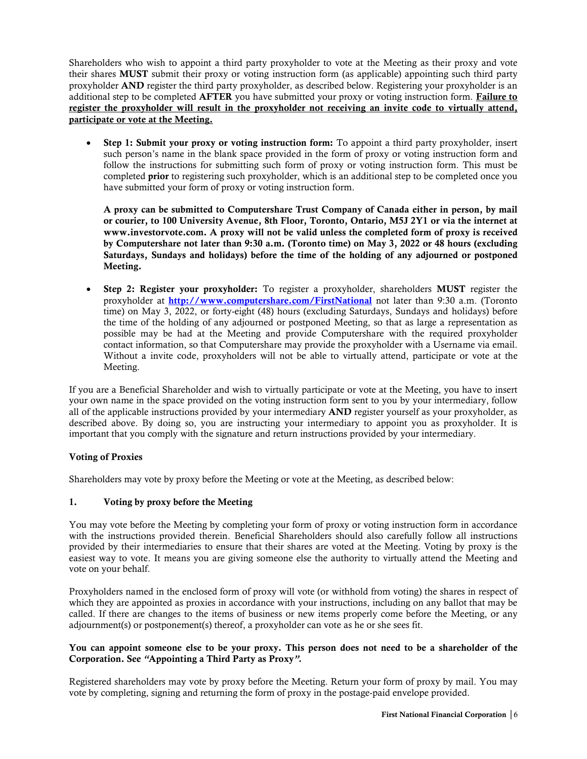Shareholders who wish to appoint a third party proxyholder to vote at the Meeting as their proxy and vote their shares **MUST** submit their proxy or voting instruction form (as applicable) appointing such third party proxyholder **AND** register the third party proxyholder, as described below. Registering your proxyholder is an additional step to be completed **AFTER** you have submitted your proxy or voting instruction form. **Failure to register the proxyholder will result in the proxyholder not receiving an invite code to virtually attend, participate or vote at the Meeting.**

- **Step 1: Submit your proxy or voting instruction form:** To appoint a third party proxyholder, insert such person's name in the blank space provided in the form of proxy or voting instruction form and follow the instructions for submitting such form of proxy or voting instruction form. This must be completed **prior** to registering such proxyholder, which is an additional step to be completed once you have submitted your form of proxy or voting instruction form.

  **A proxy can be submitted to Computershare Trust Company of Canada either in person, by mail or courier, to 100 University Avenue, 8th Floor, Toronto, Ontario, M5J 2Y1 or via the internet at www.investorvote.com. A proxy will not be valid unless the completed form of proxy is received by Computershare not later than 9:30 a.m. (Toronto time) on May 3, 2022 or 48 hours (excluding Saturdays, Sundays and holidays) before the time of the holding of any adjourned or postponed Meeting.**

- **Step 2: Register your proxyholder:** To register a proxyholder, shareholders **MUST** register the proxyholder at **http://www.computershare.com/FirstNational** not later than 9:30 a.m. (Toronto time) on May 3, 2022, or forty-eight (48) hours (excluding Saturdays, Sundays and holidays) before the time of the holding of any adjourned or postponed Meeting, so that as large a representation as possible may be had at the Meeting and provide Computershare with the required proxyholder contact information, so that Computershare may provide the proxyholder with a Username via email. Without a invite code, proxyholders will not be able to virtually attend, participate or vote at the Meeting.

If you are a Beneficial Shareholder and wish to virtually participate or vote at the Meeting, you have to insert your own name in the space provided on the voting instruction form sent to you by your intermediary, follow all of the applicable instructions provided by your intermediary **AND** register yourself as your proxyholder, as described above. By doing so, you are instructing your intermediary to appoint you as proxyholder. It is important that you comply with the signature and return instructions provided by your intermediary.

### Voting of Proxies

Shareholders may vote by proxy before the Meeting or vote at the Meeting, as described below:

#### 1. Voting by proxy before the Meeting

You may vote before the Meeting by completing your form of proxy or voting instruction form in accordance with the instructions provided therein. Beneficial Shareholders should also carefully follow all instructions provided by their intermediaries to ensure that their shares are voted at the Meeting. Voting by proxy is the easiest way to vote. It means you are giving someone else the authority to virtually attend the Meeting and vote on your behalf.

Proxyholders named in the enclosed form of proxy will vote (or withhold from voting) the shares in respect of which they are appointed as proxies in accordance with your instructions, including on any ballot that may be called. If there are changes to the items of business or new items properly come before the Meeting, or any adjournment(s) or postponement(s) thereof, a proxyholder can vote as he or she sees fit.

**You can appoint someone else to be your proxy. This person does not need to be a shareholder of the Corporation. See *"Appointing a Third Party as Proxy"*.**

Registered shareholders may vote by proxy before the Meeting. Return your form of proxy by mail. You may vote by completing, signing and returning the form of proxy in the postage-paid envelope provided.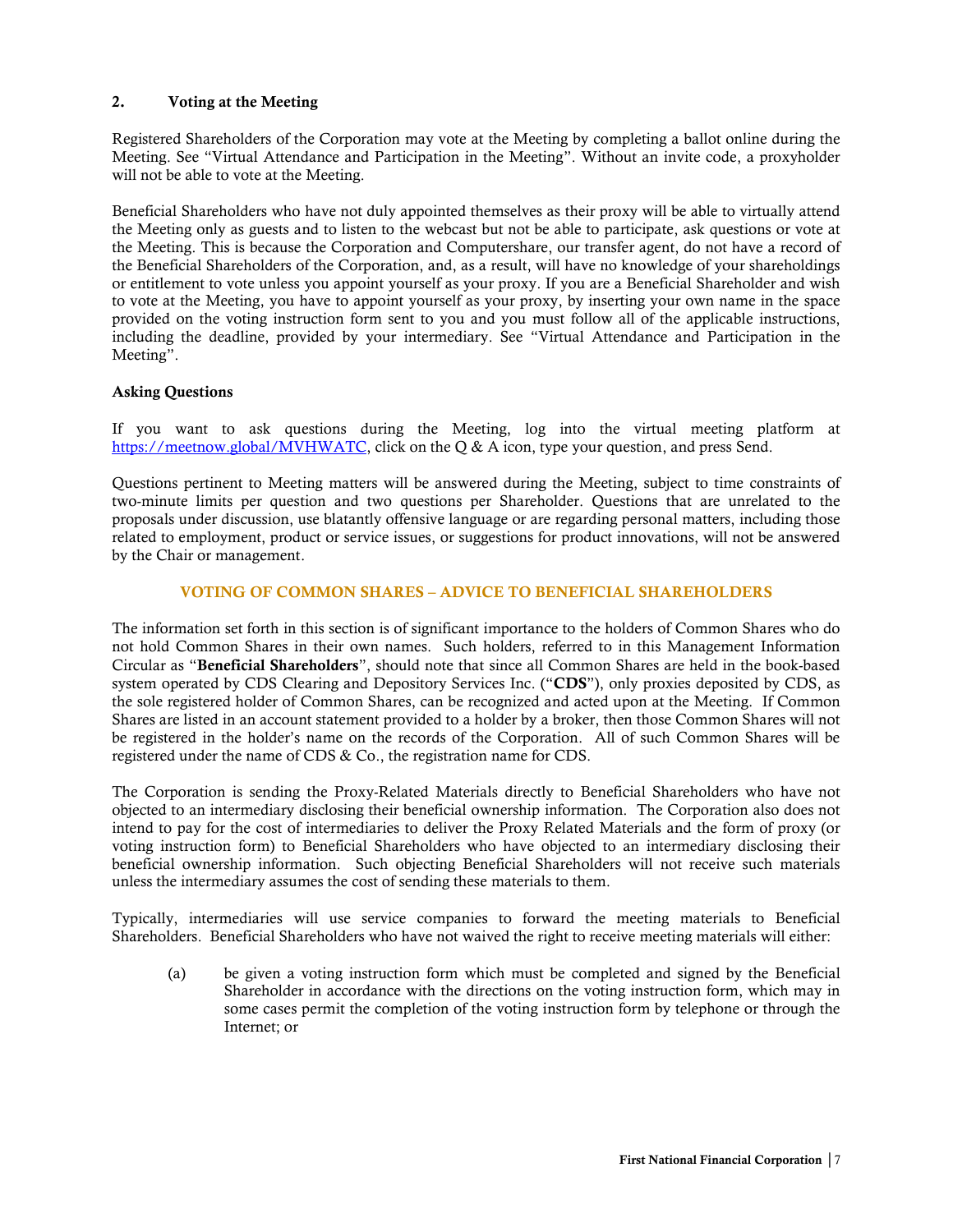### 2. Voting at the Meeting

Registered Shareholders of the Corporation may vote at the Meeting by completing a ballot online during the Meeting. See "Virtual Attendance and Participation in the Meeting". Without an invite code, a proxyholder will not be able to vote at the Meeting.

Beneficial Shareholders who have not duly appointed themselves as their proxy will be able to virtually attend the Meeting only as guests and to listen to the webcast but not be able to participate, ask questions or vote at the Meeting. This is because the Corporation and Computershare, our transfer agent, do not have a record of the Beneficial Shareholders of the Corporation, and, as a result, will have no knowledge of your shareholdings or entitlement to vote unless you appoint yourself as your proxy. If you are a Beneficial Shareholder and wish to vote at the Meeting, you have to appoint yourself as your proxy, by inserting your own name in the space provided on the voting instruction form sent to you and you must follow all of the applicable instructions, including the deadline, provided by your intermediary. See "Virtual Attendance and Participation in the Meeting".

### Asking Questions

If you want to ask questions during the Meeting, log into the virtual meeting platform at https://meetnow.global/MVHWATC, click on the Q & A icon, type your question, and press Send.

Questions pertinent to Meeting matters will be answered during the Meeting, subject to time constraints of two-minute limits per question and two questions per Shareholder. Questions that are unrelated to the proposals under discussion, use blatantly offensive language or are regarding personal matters, including those related to employment, product or service issues, or suggestions for product innovations, will not be answered by the Chair or management.

## VOTING OF COMMON SHARES – ADVICE TO BENEFICIAL SHAREHOLDERS

The information set forth in this section is of significant importance to the holders of Common Shares who do not hold Common Shares in their own names. Such holders, referred to in this Management Information Circular as "**Beneficial Shareholders**", should note that since all Common Shares are held in the book-based system operated by CDS Clearing and Depository Services Inc. ("**CDS**"), only proxies deposited by CDS, as the sole registered holder of Common Shares, can be recognized and acted upon at the Meeting. If Common Shares are listed in an account statement provided to a holder by a broker, then those Common Shares will not be registered in the holder's name on the records of the Corporation. All of such Common Shares will be registered under the name of CDS & Co., the registration name for CDS.

The Corporation is sending the Proxy-Related Materials directly to Beneficial Shareholders who have not objected to an intermediary disclosing their beneficial ownership information. The Corporation also does not intend to pay for the cost of intermediaries to deliver the Proxy Related Materials and the form of proxy (or voting instruction form) to Beneficial Shareholders who have objected to an intermediary disclosing their beneficial ownership information. Such objecting Beneficial Shareholders will not receive such materials unless the intermediary assumes the cost of sending these materials to them.

Typically, intermediaries will use service companies to forward the meeting materials to Beneficial Shareholders. Beneficial Shareholders who have not waived the right to receive meeting materials will either:

(a) be given a voting instruction form which must be completed and signed by the Beneficial Shareholder in accordance with the directions on the voting instruction form, which may in some cases permit the completion of the voting instruction form by telephone or through the Internet; or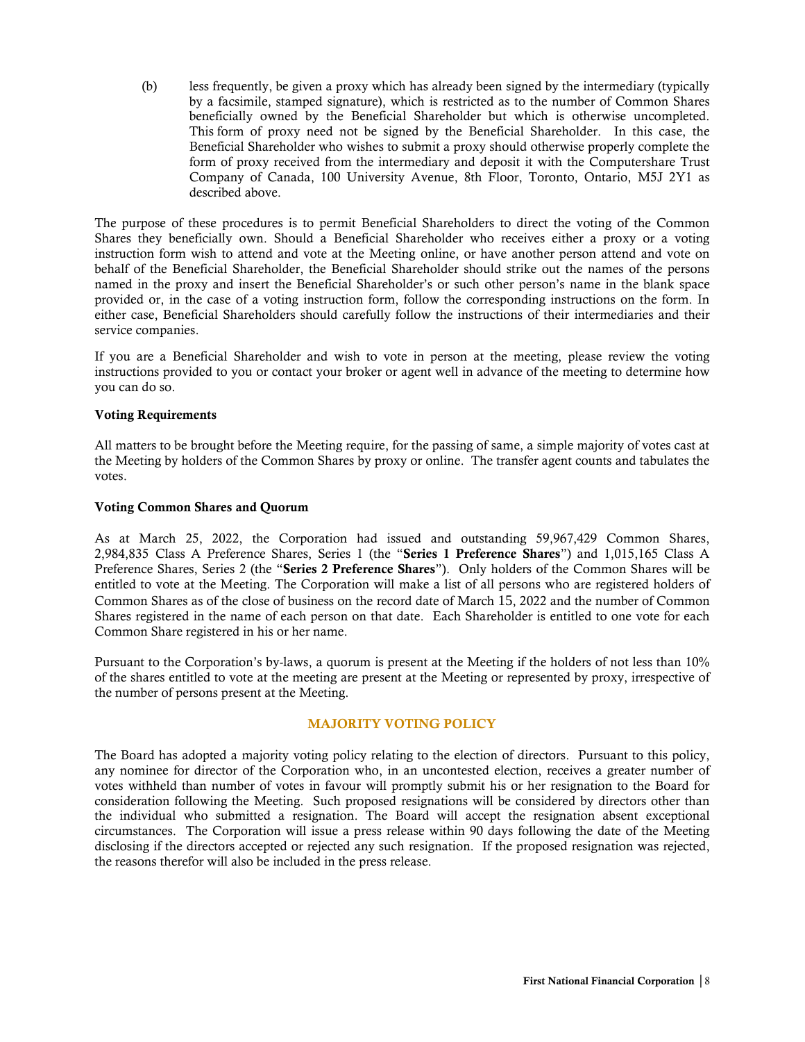(b) less frequently, be given a proxy which has already been signed by the intermediary (typically by a facsimile, stamped signature), which is restricted as to the number of Common Shares beneficially owned by the Beneficial Shareholder but which is otherwise uncompleted. This form of proxy need not be signed by the Beneficial Shareholder. In this case, the Beneficial Shareholder who wishes to submit a proxy should otherwise properly complete the form of proxy received from the intermediary and deposit it with the Computershare Trust Company of Canada, 100 University Avenue, 8th Floor, Toronto, Ontario, M5J 2Y1 as described above.

The purpose of these procedures is to permit Beneficial Shareholders to direct the voting of the Common Shares they beneficially own. Should a Beneficial Shareholder who receives either a proxy or a voting instruction form wish to attend and vote at the Meeting online, or have another person attend and vote on behalf of the Beneficial Shareholder, the Beneficial Shareholder should strike out the names of the persons named in the proxy and insert the Beneficial Shareholder's or such other person's name in the blank space provided or, in the case of a voting instruction form, follow the corresponding instructions on the form. In either case, Beneficial Shareholders should carefully follow the instructions of their intermediaries and their service companies.

If you are a Beneficial Shareholder and wish to vote in person at the meeting, please review the voting instructions provided to you or contact your broker or agent well in advance of the meeting to determine how you can do so.

**Voting Requirements**

All matters to be brought before the Meeting require, for the passing of same, a simple majority of votes cast at the Meeting by holders of the Common Shares by proxy or online. The transfer agent counts and tabulates the votes.

**Voting Common Shares and Quorum**

As at March 25, 2022, the Corporation had issued and outstanding 59,967,429 Common Shares, 2,984,835 Class A Preference Shares, Series 1 (the "**Series 1 Preference Shares**") and 1,015,165 Class A Preference Shares, Series 2 (the "**Series 2 Preference Shares**"). Only holders of the Common Shares will be entitled to vote at the Meeting. The Corporation will make a list of all persons who are registered holders of Common Shares as of the close of business on the record date of March 15, 2022 and the number of Common Shares registered in the name of each person on that date. Each Shareholder is entitled to one vote for each Common Share registered in his or her name.

Pursuant to the Corporation's by-laws, a quorum is present at the Meeting if the holders of not less than 10% of the shares entitled to vote at the meeting are present at the Meeting or represented by proxy, irrespective of the number of persons present at the Meeting.

## MAJORITY VOTING POLICY

The Board has adopted a majority voting policy relating to the election of directors. Pursuant to this policy, any nominee for director of the Corporation who, in an uncontested election, receives a greater number of votes withheld than number of votes in favour will promptly submit his or her resignation to the Board for consideration following the Meeting. Such proposed resignations will be considered by directors other than the individual who submitted a resignation. The Board will accept the resignation absent exceptional circumstances. The Corporation will issue a press release within 90 days following the date of the Meeting disclosing if the directors accepted or rejected any such resignation. If the proposed resignation was rejected, the reasons therefor will also be included in the press release.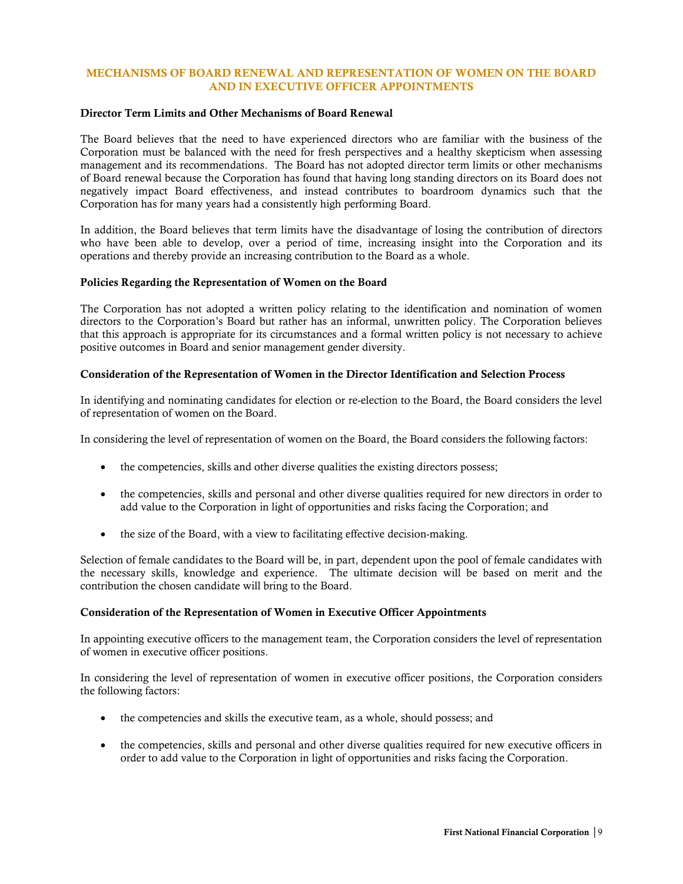## MECHANISMS OF BOARD RENEWAL AND REPRESENTATION OF WOMEN ON THE BOARD AND IN EXECUTIVE OFFICER APPOINTMENTS

### Director Term Limits and Other Mechanisms of Board Renewal

The Board believes that the need to have experienced directors who are familiar with the business of the Corporation must be balanced with the need for fresh perspectives and a healthy skepticism when assessing management and its recommendations. The Board has not adopted director term limits or other mechanisms of Board renewal because the Corporation has found that having long standing directors on its Board does not negatively impact Board effectiveness, and instead contributes to boardroom dynamics such that the Corporation has for many years had a consistently high performing Board.

In addition, the Board believes that term limits have the disadvantage of losing the contribution of directors who have been able to develop, over a period of time, increasing insight into the Corporation and its operations and thereby provide an increasing contribution to the Board as a whole.

### Policies Regarding the Representation of Women on the Board

The Corporation has not adopted a written policy relating to the identification and nomination of women directors to the Corporation's Board but rather has an informal, unwritten policy. The Corporation believes that this approach is appropriate for its circumstances and a formal written policy is not necessary to achieve positive outcomes in Board and senior management gender diversity.

### Consideration of the Representation of Women in the Director Identification and Selection Process

In identifying and nominating candidates for election or re-election to the Board, the Board considers the level of representation of women on the Board.

In considering the level of representation of women on the Board, the Board considers the following factors:

- the competencies, skills and other diverse qualities the existing directors possess;
- the competencies, skills and personal and other diverse qualities required for new directors in order to add value to the Corporation in light of opportunities and risks facing the Corporation; and
- the size of the Board, with a view to facilitating effective decision-making.

Selection of female candidates to the Board will be, in part, dependent upon the pool of female candidates with the necessary skills, knowledge and experience. The ultimate decision will be based on merit and the contribution the chosen candidate will bring to the Board.

### Consideration of the Representation of Women in Executive Officer Appointments

In appointing executive officers to the management team, the Corporation considers the level of representation of women in executive officer positions.

In considering the level of representation of women in executive officer positions, the Corporation considers the following factors:

- the competencies and skills the executive team, as a whole, should possess; and
- the competencies, skills and personal and other diverse qualities required for new executive officers in order to add value to the Corporation in light of opportunities and risks facing the Corporation.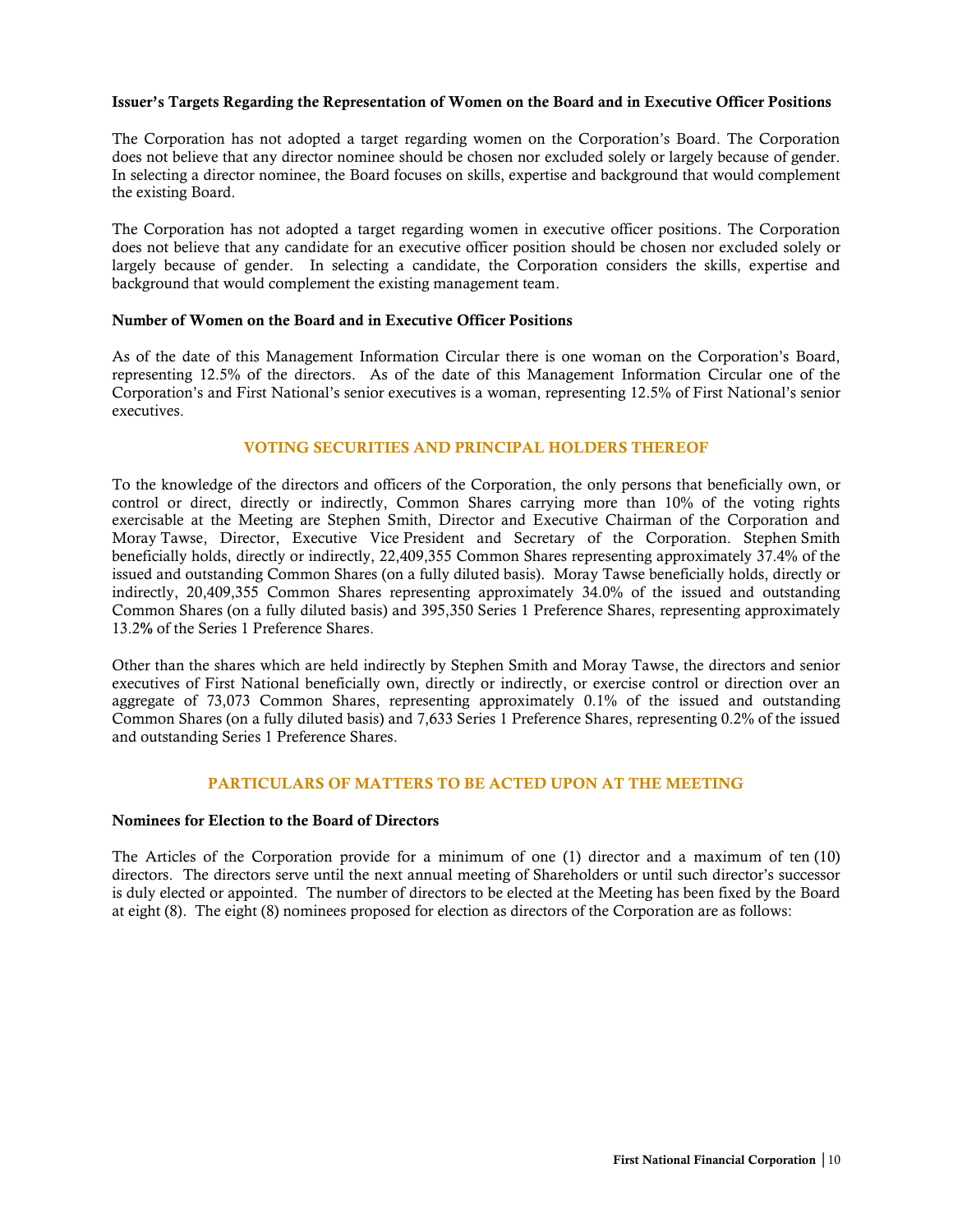### Issuer's Targets Regarding the Representation of Women on the Board and in Executive Officer Positions

The Corporation has not adopted a target regarding women on the Corporation's Board. The Corporation does not believe that any director nominee should be chosen nor excluded solely or largely because of gender. In selecting a director nominee, the Board focuses on skills, expertise and background that would complement the existing Board.

The Corporation has not adopted a target regarding women in executive officer positions. The Corporation does not believe that any candidate for an executive officer position should be chosen nor excluded solely or largely because of gender. In selecting a candidate, the Corporation considers the skills, expertise and background that would complement the existing management team.

### Number of Women on the Board and in Executive Officer Positions

As of the date of this Management Information Circular there is one woman on the Corporation's Board, representing 12.5% of the directors. As of the date of this Management Information Circular one of the Corporation's and First National's senior executives is a woman, representing 12.5% of First National's senior executives.

## VOTING SECURITIES AND PRINCIPAL HOLDERS THEREOF

To the knowledge of the directors and officers of the Corporation, the only persons that beneficially own, or control or direct, directly or indirectly, Common Shares carrying more than 10% of the voting rights exercisable at the Meeting are Stephen Smith, Director and Executive Chairman of the Corporation and Moray Tawse, Director, Executive Vice President and Secretary of the Corporation. Stephen Smith beneficially holds, directly or indirectly, 22,409,355 Common Shares representing approximately 37.4% of the issued and outstanding Common Shares (on a fully diluted basis). Moray Tawse beneficially holds, directly or indirectly, 20,409,355 Common Shares representing approximately 34.0% of the issued and outstanding Common Shares (on a fully diluted basis) and 395,350 Series 1 Preference Shares, representing approximately 13.2% of the Series 1 Preference Shares.

Other than the shares which are held indirectly by Stephen Smith and Moray Tawse, the directors and senior executives of First National beneficially own, directly or indirectly, or exercise control or direction over an aggregate of 73,073 Common Shares, representing approximately 0.1% of the issued and outstanding Common Shares (on a fully diluted basis) and 7,633 Series 1 Preference Shares, representing 0.2% of the issued and outstanding Series 1 Preference Shares.

## PARTICULARS OF MATTERS TO BE ACTED UPON AT THE MEETING

### Nominees for Election to the Board of Directors

The Articles of the Corporation provide for a minimum of one (1) director and a maximum of ten (10) directors. The directors serve until the next annual meeting of Shareholders or until such director's successor is duly elected or appointed. The number of directors to be elected at the Meeting has been fixed by the Board at eight (8). The eight (8) nominees proposed for election as directors of the Corporation are as follows: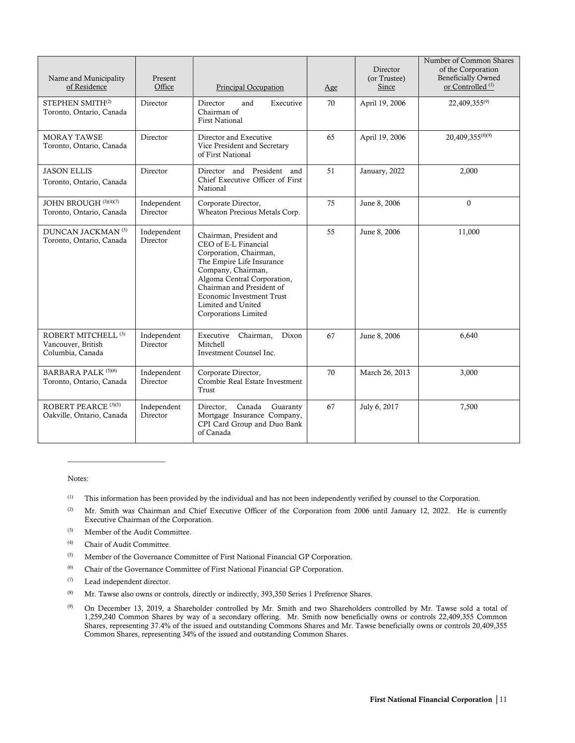| Name and Municipality of Residence | Present Office | Principal Occupation | Age | Director (or Trustee) Since | Number of Common Shares of the Corporation Beneficially Owned or Controlled [(1)] |
|---|---|---|---|---|---|
| STEPHEN SMITH[(2)] Toronto, Ontario, Canada | Director | Director and Executive Chairman of First National | 70 | April 19, 2006 | 22,409,355[(9)] |
| MORAY TAWSE Toronto, Ontario, Canada | Director | Director and Executive Vice President and Secretary of First National | 65 | April 19, 2006 | 20,409,355[(8)(9)] |
| JASON ELLIS Toronto, Ontario, Canada | Director | Director and President and Chief Executive Officer of First National | 51 | January, 2022 | 2,000 |
| JOHN BROUGH [(3)(4)(7)] Toronto, Ontario, Canada | Independent Director | Corporate Director, Wheaton Precious Metals Corp. | 75 | June 8, 2006 | 0 |
| DUNCAN JACKMAN [(5)] Toronto, Ontario, Canada | Independent Director | Chairman, President and CEO of E-L Financial Corporation, Chairman, The Empire Life Insurance Company, Chairman, Algoma Central Corporation, Chairman and President of Economic Investment Trust Limited and United Corporations Limited | 55 | June 8, 2006 | 11,000 |
| ROBERT MITCHELL [(3)] Vancouver, British Columbia, Canada | Independent Director | Executive Chairman, Dixon Mitchell Investment Counsel Inc. | 67 | June 8, 2006 | 6,640 |
| BARBARA PALK [(5)(6)] Toronto, Ontario, Canada | Independent Director | Corporate Director, Crombie Real Estate Investment Trust | 70 | March 26, 2013 | 3,000 |
| ROBERT PEARCE [(3)(5)] Oakville, Ontario, Canada | Independent Director | Director, Canada Guaranty Mortgage Insurance Company, CPI Card Group and Duo Bank of Canada | 67 | July 6, 2017 | 7,500 |

Notes:

(1) This information has been provided by the individual and has not been independently verified by counsel to the Corporation.

(2) Mr. Smith was Chairman and Chief Executive Officer of the Corporation from 2006 until January 12, 2022. He is currently Executive Chairman of the Corporation.

(3) Member of the Audit Committee.

(4) Chair of Audit Committee.

(5) Member of the Governance Committee of First National Financial GP Corporation.

(6) Chair of the Governance Committee of First National Financial GP Corporation.

(7) Lead independent director.

(8) Mr. Tawse also owns or controls, directly or indirectly, 393,350 Series 1 Preference Shares.

(9) On December 13, 2019, a Shareholder controlled by Mr. Smith and two Shareholders controlled by Mr. Tawse sold a total of 1,259,240 Common Shares by way of a secondary offering. Mr. Smith now beneficially owns or controls 22,409,355 Common Shares, representing 37.4% of the issued and outstanding Commons Shares and Mr. Tawse beneficially owns or controls 20,409,355 Common Shares, representing 34% of the issued and outstanding Common Shares.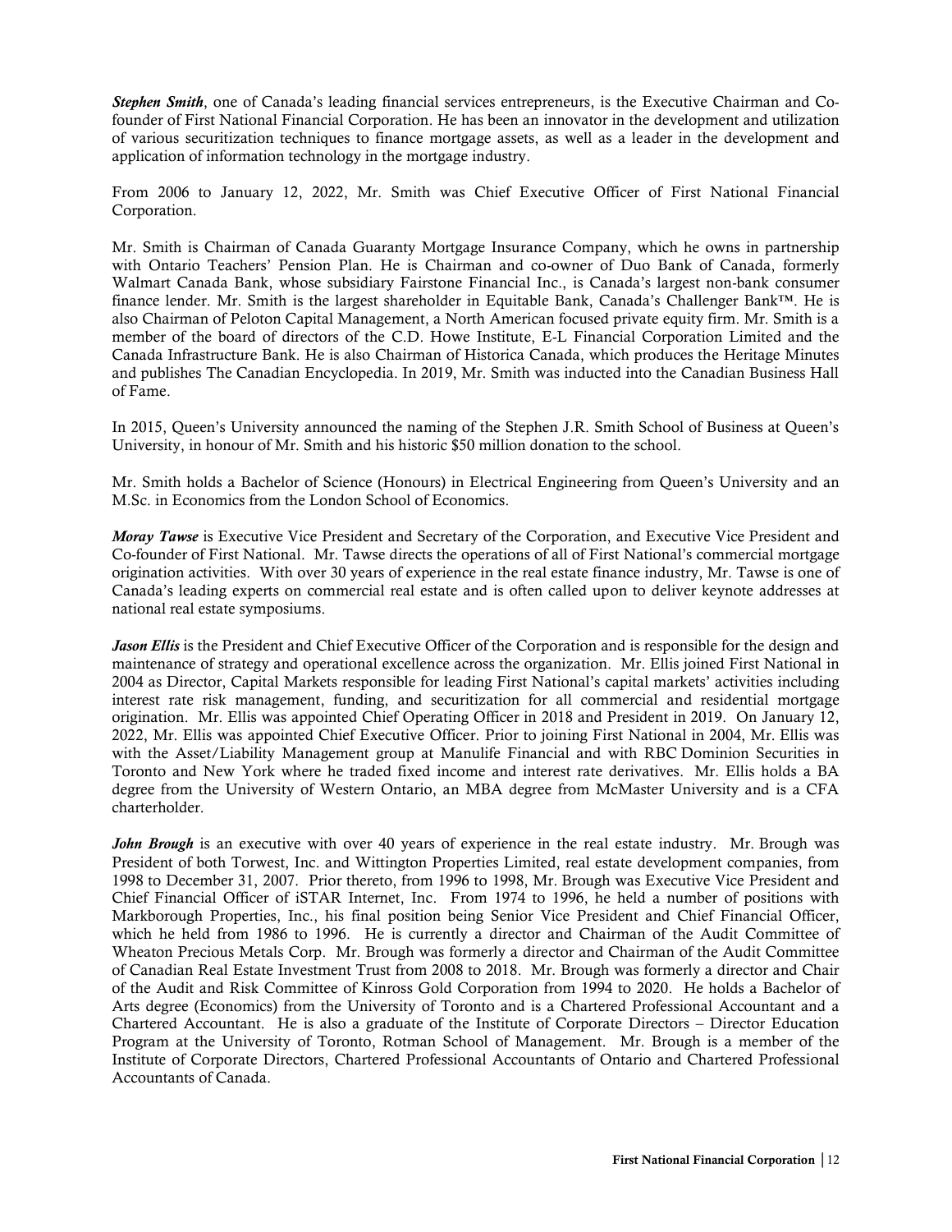***Stephen Smith***, one of Canada's leading financial services entrepreneurs, is the Executive Chairman and Co-founder of First National Financial Corporation. He has been an innovator in the development and utilization of various securitization techniques to finance mortgage assets, as well as a leader in the development and application of information technology in the mortgage industry.

From 2006 to January 12, 2022, Mr. Smith was Chief Executive Officer of First National Financial Corporation.

Mr. Smith is Chairman of Canada Guaranty Mortgage Insurance Company, which he owns in partnership with Ontario Teachers' Pension Plan. He is Chairman and co-owner of Duo Bank of Canada, formerly Walmart Canada Bank, whose subsidiary Fairstone Financial Inc., is Canada's largest non-bank consumer finance lender. Mr. Smith is the largest shareholder in Equitable Bank, Canada's Challenger Bank™. He is also Chairman of Peloton Capital Management, a North American focused private equity firm. Mr. Smith is a member of the board of directors of the C.D. Howe Institute, E-L Financial Corporation Limited and the Canada Infrastructure Bank. He is also Chairman of Historica Canada, which produces the Heritage Minutes and publishes The Canadian Encyclopedia. In 2019, Mr. Smith was inducted into the Canadian Business Hall of Fame.

In 2015, Queen's University announced the naming of the Stephen J.R. Smith School of Business at Queen's University, in honour of Mr. Smith and his historic $50 million donation to the school.

Mr. Smith holds a Bachelor of Science (Honours) in Electrical Engineering from Queen's University and an M.Sc. in Economics from the London School of Economics.

***Moray Tawse*** is Executive Vice President and Secretary of the Corporation, and Executive Vice President and Co-founder of First National. Mr. Tawse directs the operations of all of First National's commercial mortgage origination activities. With over 30 years of experience in the real estate finance industry, Mr. Tawse is one of Canada's leading experts on commercial real estate and is often called upon to deliver keynote addresses at national real estate symposiums.

***Jason Ellis*** is the President and Chief Executive Officer of the Corporation and is responsible for the design and maintenance of strategy and operational excellence across the organization. Mr. Ellis joined First National in 2004 as Director, Capital Markets responsible for leading First National's capital markets' activities including interest rate risk management, funding, and securitization for all commercial and residential mortgage origination. Mr. Ellis was appointed Chief Operating Officer in 2018 and President in 2019. On January 12, 2022, Mr. Ellis was appointed Chief Executive Officer. Prior to joining First National in 2004, Mr. Ellis was with the Asset/Liability Management group at Manulife Financial and with RBC Dominion Securities in Toronto and New York where he traded fixed income and interest rate derivatives. Mr. Ellis holds a BA degree from the University of Western Ontario, an MBA degree from McMaster University and is a CFA charterholder.

***John Brough*** is an executive with over 40 years of experience in the real estate industry. Mr. Brough was President of both Torwest, Inc. and Wittington Properties Limited, real estate development companies, from 1998 to December 31, 2007. Prior thereto, from 1996 to 1998, Mr. Brough was Executive Vice President and Chief Financial Officer of iSTAR Internet, Inc. From 1974 to 1996, he held a number of positions with Markborough Properties, Inc., his final position being Senior Vice President and Chief Financial Officer, which he held from 1986 to 1996. He is currently a director and Chairman of the Audit Committee of Wheaton Precious Metals Corp. Mr. Brough was formerly a director and Chairman of the Audit Committee of Canadian Real Estate Investment Trust from 2008 to 2018. Mr. Brough was formerly a director and Chair of the Audit and Risk Committee of Kinross Gold Corporation from 1994 to 2020. He holds a Bachelor of Arts degree (Economics) from the University of Toronto and is a Chartered Professional Accountant and a Chartered Accountant. He is also a graduate of the Institute of Corporate Directors – Director Education Program at the University of Toronto, Rotman School of Management. Mr. Brough is a member of the Institute of Corporate Directors, Chartered Professional Accountants of Ontario and Chartered Professional Accountants of Canada.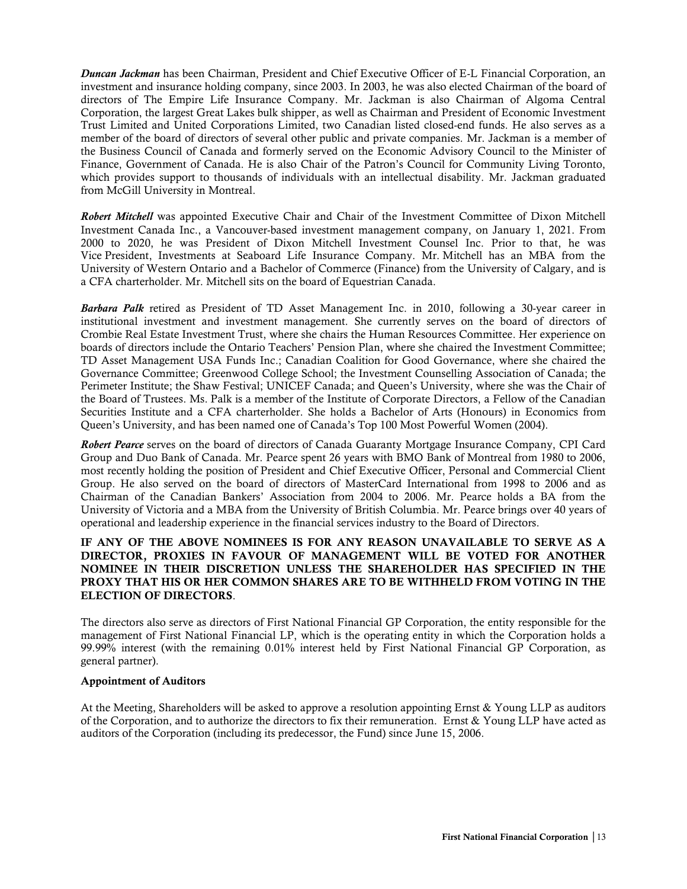***Duncan Jackman*** has been Chairman, President and Chief Executive Officer of E-L Financial Corporation, an investment and insurance holding company, since 2003. In 2003, he was also elected Chairman of the board of directors of The Empire Life Insurance Company. Mr. Jackman is also Chairman of Algoma Central Corporation, the largest Great Lakes bulk shipper, as well as Chairman and President of Economic Investment Trust Limited and United Corporations Limited, two Canadian listed closed-end funds. He also serves as a member of the board of directors of several other public and private companies. Mr. Jackman is a member of the Business Council of Canada and formerly served on the Economic Advisory Council to the Minister of Finance, Government of Canada. He is also Chair of the Patron's Council for Community Living Toronto, which provides support to thousands of individuals with an intellectual disability. Mr. Jackman graduated from McGill University in Montreal.

***Robert Mitchell*** was appointed Executive Chair and Chair of the Investment Committee of Dixon Mitchell Investment Canada Inc., a Vancouver-based investment management company, on January 1, 2021. From 2000 to 2020, he was President of Dixon Mitchell Investment Counsel Inc. Prior to that, he was Vice President, Investments at Seaboard Life Insurance Company. Mr. Mitchell has an MBA from the University of Western Ontario and a Bachelor of Commerce (Finance) from the University of Calgary, and is a CFA charterholder. Mr. Mitchell sits on the board of Equestrian Canada.

***Barbara Palk*** retired as President of TD Asset Management Inc. in 2010, following a 30-year career in institutional investment and investment management. She currently serves on the board of directors of Crombie Real Estate Investment Trust, where she chairs the Human Resources Committee. Her experience on boards of directors include the Ontario Teachers' Pension Plan, where she chaired the Investment Committee; TD Asset Management USA Funds Inc.; Canadian Coalition for Good Governance, where she chaired the Governance Committee; Greenwood College School; the Investment Counselling Association of Canada; the Perimeter Institute; the Shaw Festival; UNICEF Canada; and Queen's University, where she was the Chair of the Board of Trustees. Ms. Palk is a member of the Institute of Corporate Directors, a Fellow of the Canadian Securities Institute and a CFA charterholder. She holds a Bachelor of Arts (Honours) in Economics from Queen's University, and has been named one of Canada's Top 100 Most Powerful Women (2004).

***Robert Pearce*** serves on the board of directors of Canada Guaranty Mortgage Insurance Company, CPI Card Group and Duo Bank of Canada. Mr. Pearce spent 26 years with BMO Bank of Montreal from 1980 to 2006, most recently holding the position of President and Chief Executive Officer, Personal and Commercial Client Group. He also served on the board of directors of MasterCard International from 1998 to 2006 and as Chairman of the Canadian Bankers' Association from 2004 to 2006. Mr. Pearce holds a BA from the University of Victoria and a MBA from the University of British Columbia. Mr. Pearce brings over 40 years of operational and leadership experience in the financial services industry to the Board of Directors.

**IF ANY OF THE ABOVE NOMINEES IS FOR ANY REASON UNAVAILABLE TO SERVE AS A DIRECTOR, PROXIES IN FAVOUR OF MANAGEMENT WILL BE VOTED FOR ANOTHER NOMINEE IN THEIR DISCRETION UNLESS THE SHAREHOLDER HAS SPECIFIED IN THE PROXY THAT HIS OR HER COMMON SHARES ARE TO BE WITHHELD FROM VOTING IN THE ELECTION OF DIRECTORS**.

The directors also serve as directors of First National Financial GP Corporation, the entity responsible for the management of First National Financial LP, which is the operating entity in which the Corporation holds a 99.99% interest (with the remaining 0.01% interest held by First National Financial GP Corporation, as general partner).

**Appointment of Auditors**

At the Meeting, Shareholders will be asked to approve a resolution appointing Ernst & Young LLP as auditors of the Corporation, and to authorize the directors to fix their remuneration. Ernst & Young LLP have acted as auditors of the Corporation (including its predecessor, the Fund) since June 15, 2006.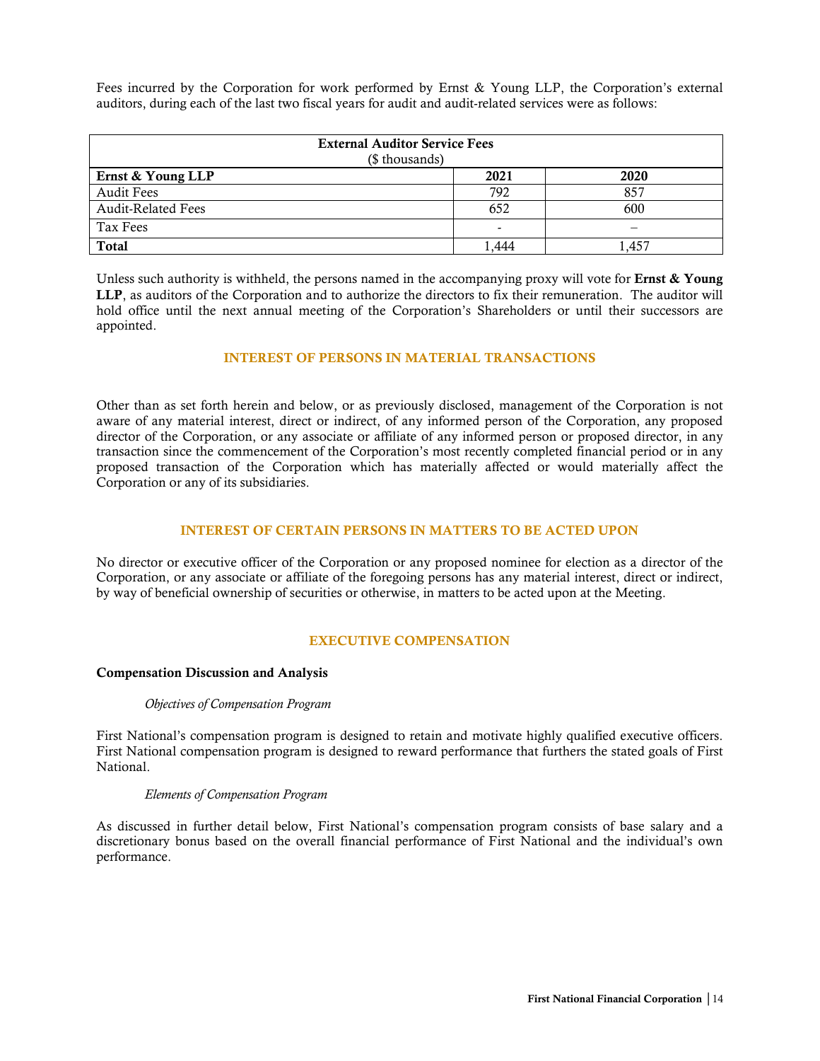Fees incurred by the Corporation for work performed by Ernst & Young LLP, the Corporation's external auditors, during each of the last two fiscal years for audit and audit-related services were as follows:

| **External Auditor Service Fees** ($ thousands) | | |
|---|---|---|
| **Ernst & Young LLP** | **2021** | **2020** |
| Audit Fees | 792 | 857 |
| Audit-Related Fees | 652 | 600 |
| Tax Fees | - | – |
| **Total** | 1,444 | 1,457 |

Unless such authority is withheld, the persons named in the accompanying proxy will vote for **Ernst & Young LLP**, as auditors of the Corporation and to authorize the directors to fix their remuneration. The auditor will hold office until the next annual meeting of the Corporation's Shareholders or until their successors are appointed.

## INTEREST OF PERSONS IN MATERIAL TRANSACTIONS

Other than as set forth herein and below, or as previously disclosed, management of the Corporation is not aware of any material interest, direct or indirect, of any informed person of the Corporation, any proposed director of the Corporation, or any associate or affiliate of any informed person or proposed director, in any transaction since the commencement of the Corporation's most recently completed financial period or in any proposed transaction of the Corporation which has materially affected or would materially affect the Corporation or any of its subsidiaries.

## INTEREST OF CERTAIN PERSONS IN MATTERS TO BE ACTED UPON

No director or executive officer of the Corporation or any proposed nominee for election as a director of the Corporation, or any associate or affiliate of the foregoing persons has any material interest, direct or indirect, by way of beneficial ownership of securities or otherwise, in matters to be acted upon at the Meeting.

## EXECUTIVE COMPENSATION

### Compensation Discussion and Analysis

*Objectives of Compensation Program*

First National's compensation program is designed to retain and motivate highly qualified executive officers. First National compensation program is designed to reward performance that furthers the stated goals of First National.

*Elements of Compensation Program*

As discussed in further detail below, First National's compensation program consists of base salary and a discretionary bonus based on the overall financial performance of First National and the individual's own performance.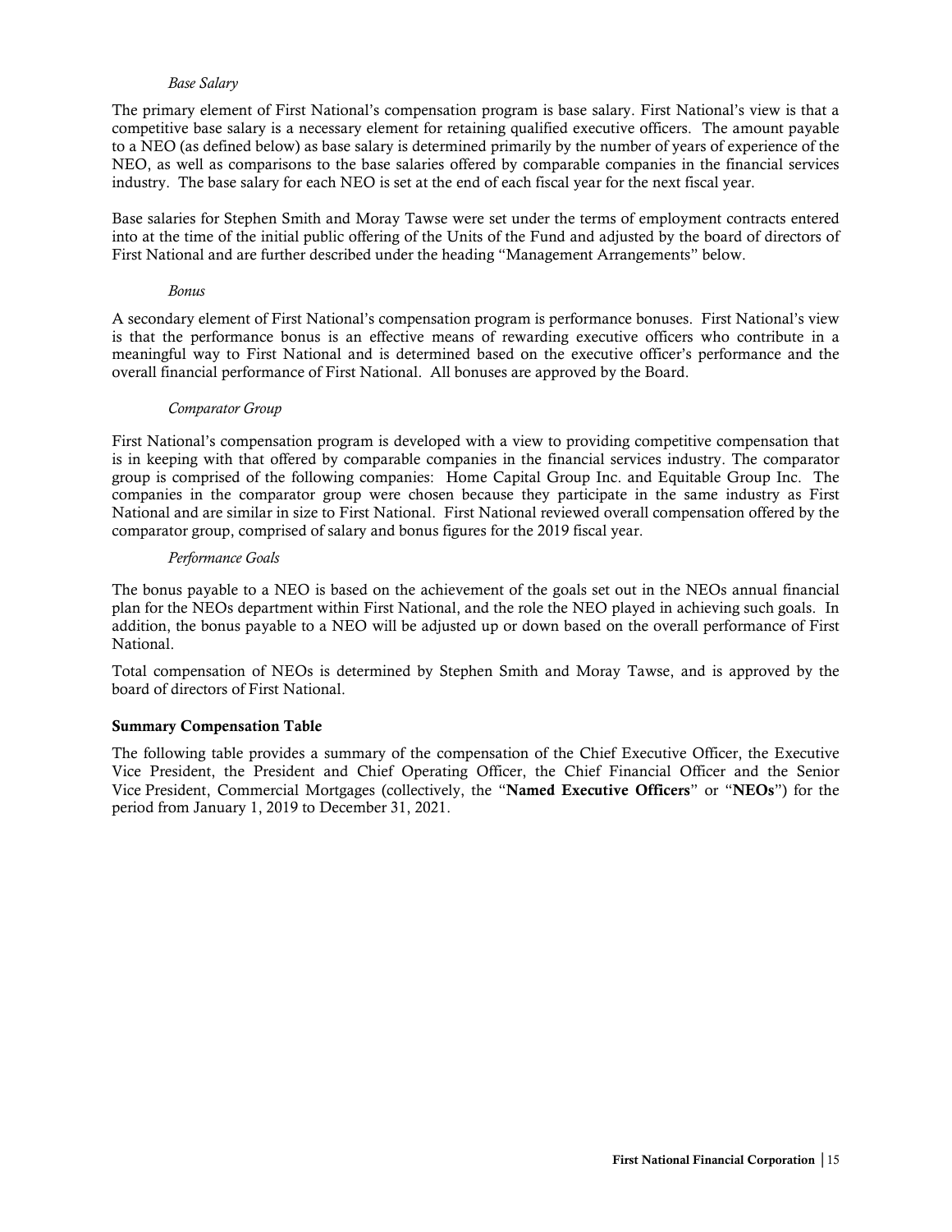*Base Salary*

The primary element of First National's compensation program is base salary. First National's view is that a competitive base salary is a necessary element for retaining qualified executive officers. The amount payable to a NEO (as defined below) as base salary is determined primarily by the number of years of experience of the NEO, as well as comparisons to the base salaries offered by comparable companies in the financial services industry. The base salary for each NEO is set at the end of each fiscal year for the next fiscal year.

Base salaries for Stephen Smith and Moray Tawse were set under the terms of employment contracts entered into at the time of the initial public offering of the Units of the Fund and adjusted by the board of directors of First National and are further described under the heading "Management Arrangements" below.

*Bonus*

A secondary element of First National's compensation program is performance bonuses. First National's view is that the performance bonus is an effective means of rewarding executive officers who contribute in a meaningful way to First National and is determined based on the executive officer's performance and the overall financial performance of First National. All bonuses are approved by the Board.

*Comparator Group*

First National's compensation program is developed with a view to providing competitive compensation that is in keeping with that offered by comparable companies in the financial services industry. The comparator group is comprised of the following companies: Home Capital Group Inc. and Equitable Group Inc. The companies in the comparator group were chosen because they participate in the same industry as First National and are similar in size to First National. First National reviewed overall compensation offered by the comparator group, comprised of salary and bonus figures for the 2019 fiscal year.

*Performance Goals*

The bonus payable to a NEO is based on the achievement of the goals set out in the NEOs annual financial plan for the NEOs department within First National, and the role the NEO played in achieving such goals. In addition, the bonus payable to a NEO will be adjusted up or down based on the overall performance of First National.

Total compensation of NEOs is determined by Stephen Smith and Moray Tawse, and is approved by the board of directors of First National.

**Summary Compensation Table**

The following table provides a summary of the compensation of the Chief Executive Officer, the Executive Vice President, the President and Chief Operating Officer, the Chief Financial Officer and the Senior Vice President, Commercial Mortgages (collectively, the "**Named Executive Officers**" or "**NEOs**") for the period from January 1, 2019 to December 31, 2021.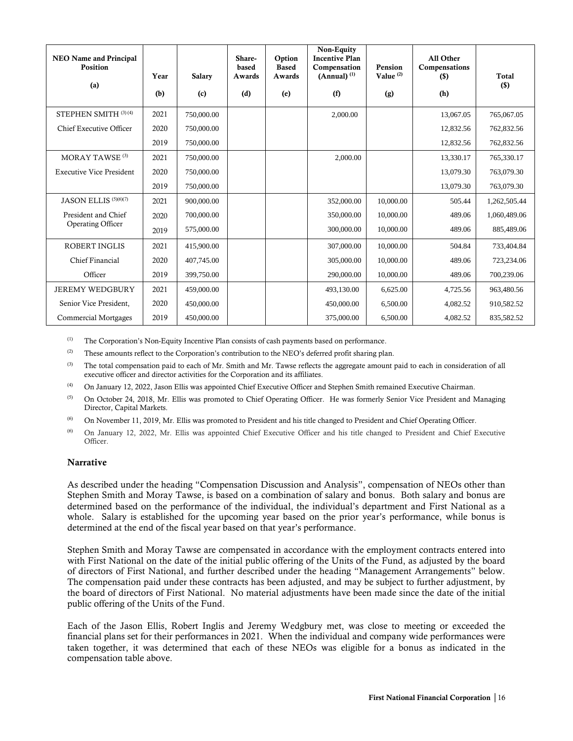| NEO Name and Principal Position (a) | Year (b) | Salary (c) | Share-based Awards (d) | Option Based Awards (e) | Non-Equity Incentive Plan Compensation (Annual) [(1)] (f) | Pension Value [(2)] (g) | All Other Compensations ($) (h) | Total ($) |
|---|---|---|---|---|---|---|---|---|
| STEPHEN SMITH [(3)(4)] | 2021 | 750,000.00 | | | 2,000.00 | | 13,067.05 | 765,067.05 |
| Chief Executive Officer | 2020 | 750,000.00 | | | | | 12,832.56 | 762,832.56 |
| | 2019 | 750,000.00 | | | | | 12,832.56 | 762,832.56 |
| MORAY TAWSE [(3)] | 2021 | 750,000.00 | | | 2,000.00 | | 13,330.17 | 765,330.17 |
| Executive Vice President | 2020 | 750,000.00 | | | | | 13,079.30 | 763,079.30 |
| | 2019 | 750,000.00 | | | | | 13,079.30 | 763,079.30 |
| JASON ELLIS [(5)(6)(7)] | 2021 | 900,000.00 | | | 352,000.00 | 10,000.00 | 505.44 | 1,262,505.44 |
| President and Chief Operating Officer | 2020 | 700,000.00 | | | 350,000.00 | 10,000.00 | 489.06 | 1,060,489.06 |
| | 2019 | 575,000.00 | | | 300,000.00 | 10,000.00 | 489.06 | 885,489.06 |
| ROBERT INGLIS | 2021 | 415,900.00 | | | 307,000.00 | 10,000.00 | 504.84 | 733,404.84 |
| Chief Financial | 2020 | 407,745.00 | | | 305,000.00 | 10,000.00 | 489.06 | 723,234.06 |
| Officer | 2019 | 399,750.00 | | | 290,000.00 | 10,000.00 | 489.06 | 700,239.06 |
| JEREMY WEDGBURY | 2021 | 459,000.00 | | | 493,130.00 | 6,625.00 | 4,725.56 | 963,480.56 |
| Senior Vice President, | 2020 | 450,000.00 | | | 450,000.00 | 6,500.00 | 4,082.52 | 910,582.52 |
| Commercial Mortgages | 2019 | 450,000.00 | | | 375,000.00 | 6,500.00 | 4,082.52 | 835,582.52 |

(1) The Corporation's Non-Equity Incentive Plan consists of cash payments based on performance.

(2) These amounts reflect to the Corporation's contribution to the NEO's deferred profit sharing plan.

(3) The total compensation paid to each of Mr. Smith and Mr. Tawse reflects the aggregate amount paid to each in consideration of all executive officer and director activities for the Corporation and its affiliates.

(4) On January 12, 2022, Jason Ellis was appointed Chief Executive Officer and Stephen Smith remained Executive Chairman.

(5) On October 24, 2018, Mr. Ellis was promoted to Chief Operating Officer. He was formerly Senior Vice President and Managing Director, Capital Markets.

(6) On November 11, 2019, Mr. Ellis was promoted to President and his title changed to President and Chief Operating Officer.

(6) On January 12, 2022, Mr. Ellis was appointed Chief Executive Officer and his title changed to President and Chief Executive Officer.

## Narrative

As described under the heading "Compensation Discussion and Analysis", compensation of NEOs other than Stephen Smith and Moray Tawse, is based on a combination of salary and bonus. Both salary and bonus are determined based on the performance of the individual, the individual's department and First National as a whole. Salary is established for the upcoming year based on the prior year's performance, while bonus is determined at the end of the fiscal year based on that year's performance.

Stephen Smith and Moray Tawse are compensated in accordance with the employment contracts entered into with First National on the date of the initial public offering of the Units of the Fund, as adjusted by the board of directors of First National, and further described under the heading "Management Arrangements" below. The compensation paid under these contracts has been adjusted, and may be subject to further adjustment, by the board of directors of First National. No material adjustments have been made since the date of the initial public offering of the Units of the Fund.

Each of the Jason Ellis, Robert Inglis and Jeremy Wedgbury met, was close to meeting or exceeded the financial plans set for their performances in 2021. When the individual and company wide performances were taken together, it was determined that each of these NEOs was eligible for a bonus as indicated in the compensation table above.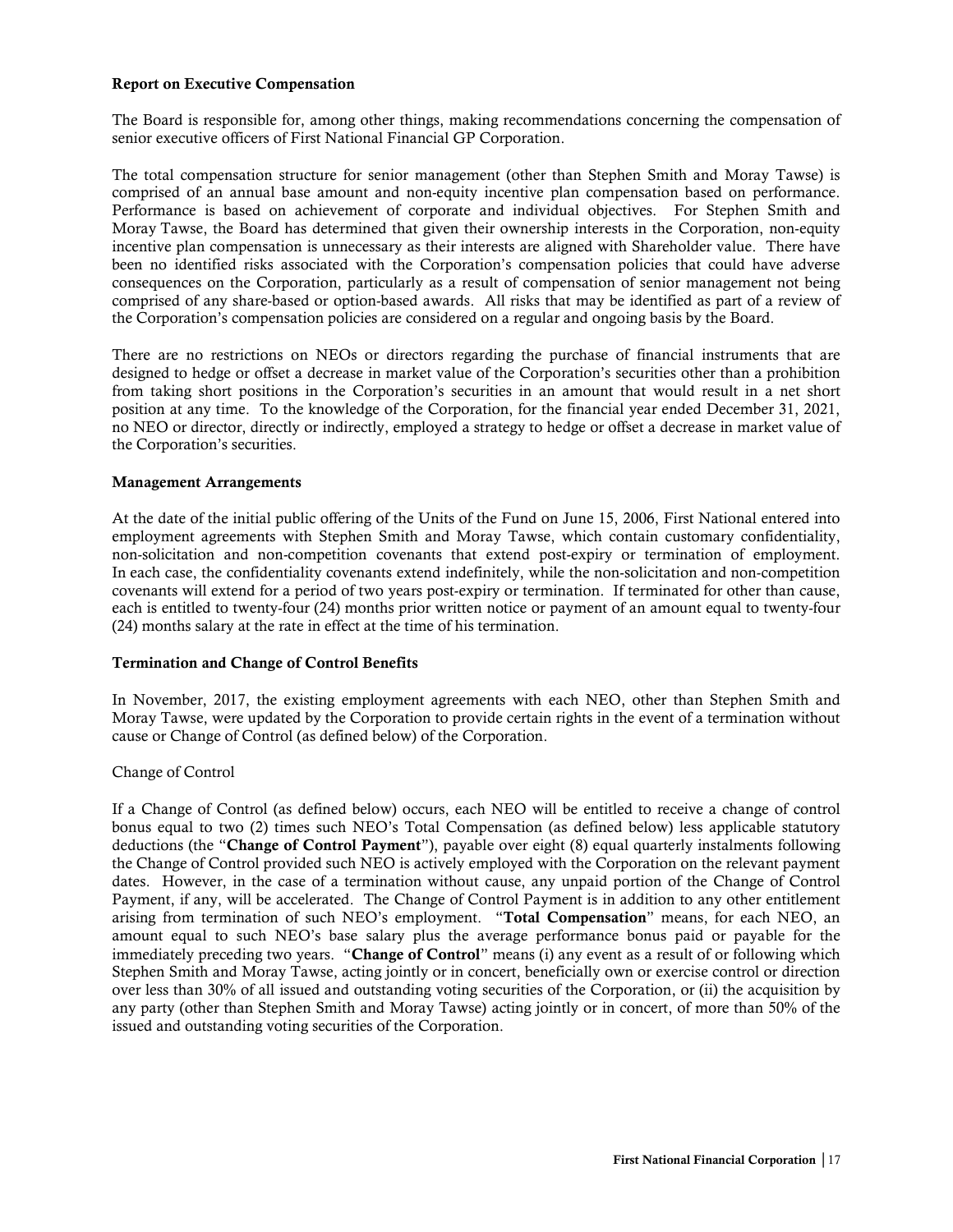**Report on Executive Compensation**

The Board is responsible for, among other things, making recommendations concerning the compensation of senior executive officers of First National Financial GP Corporation.

The total compensation structure for senior management (other than Stephen Smith and Moray Tawse) is comprised of an annual base amount and non-equity incentive plan compensation based on performance. Performance is based on achievement of corporate and individual objectives. For Stephen Smith and Moray Tawse, the Board has determined that given their ownership interests in the Corporation, non-equity incentive plan compensation is unnecessary as their interests are aligned with Shareholder value. There have been no identified risks associated with the Corporation's compensation policies that could have adverse consequences on the Corporation, particularly as a result of compensation of senior management not being comprised of any share-based or option-based awards. All risks that may be identified as part of a review of the Corporation's compensation policies are considered on a regular and ongoing basis by the Board.

There are no restrictions on NEOs or directors regarding the purchase of financial instruments that are designed to hedge or offset a decrease in market value of the Corporation's securities other than a prohibition from taking short positions in the Corporation's securities in an amount that would result in a net short position at any time. To the knowledge of the Corporation, for the financial year ended December 31, 2021, no NEO or director, directly or indirectly, employed a strategy to hedge or offset a decrease in market value of the Corporation's securities.

**Management Arrangements**

At the date of the initial public offering of the Units of the Fund on June 15, 2006, First National entered into employment agreements with Stephen Smith and Moray Tawse, which contain customary confidentiality, non-solicitation and non-competition covenants that extend post-expiry or termination of employment. In each case, the confidentiality covenants extend indefinitely, while the non-solicitation and non-competition covenants will extend for a period of two years post-expiry or termination. If terminated for other than cause, each is entitled to twenty-four (24) months prior written notice or payment of an amount equal to twenty-four (24) months salary at the rate in effect at the time of his termination.

**Termination and Change of Control Benefits**

In November, 2017, the existing employment agreements with each NEO, other than Stephen Smith and Moray Tawse, were updated by the Corporation to provide certain rights in the event of a termination without cause or Change of Control (as defined below) of the Corporation.

Change of Control

If a Change of Control (as defined below) occurs, each NEO will be entitled to receive a change of control bonus equal to two (2) times such NEO's Total Compensation (as defined below) less applicable statutory deductions (the "**Change of Control Payment**"), payable over eight (8) equal quarterly instalments following the Change of Control provided such NEO is actively employed with the Corporation on the relevant payment dates. However, in the case of a termination without cause, any unpaid portion of the Change of Control Payment, if any, will be accelerated. The Change of Control Payment is in addition to any other entitlement arising from termination of such NEO's employment. "**Total Compensation**" means, for each NEO, an amount equal to such NEO's base salary plus the average performance bonus paid or payable for the immediately preceding two years. "**Change of Control**" means (i) any event as a result of or following which Stephen Smith and Moray Tawse, acting jointly or in concert, beneficially own or exercise control or direction over less than 30% of all issued and outstanding voting securities of the Corporation, or (ii) the acquisition by any party (other than Stephen Smith and Moray Tawse) acting jointly or in concert, of more than 50% of the issued and outstanding voting securities of the Corporation.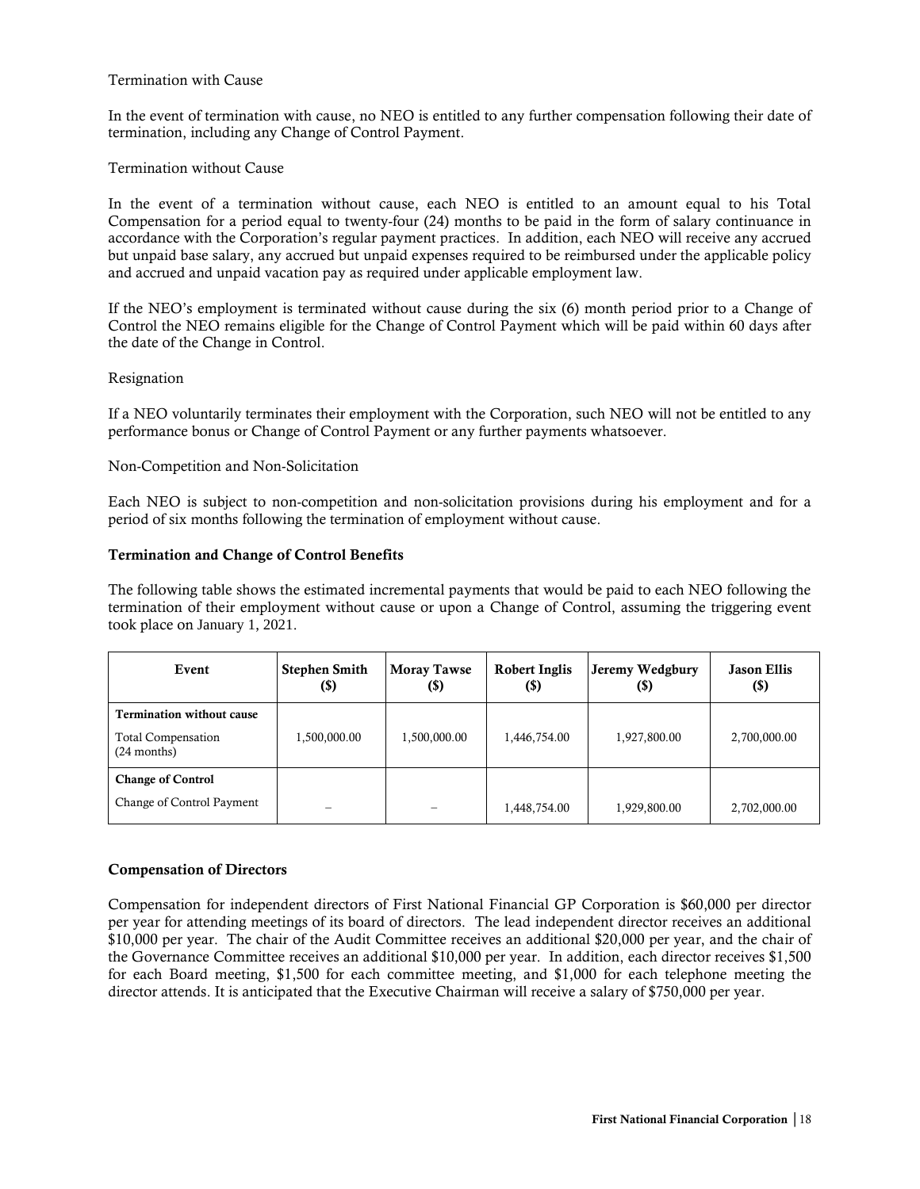Termination with Cause

In the event of termination with cause, no NEO is entitled to any further compensation following their date of termination, including any Change of Control Payment.

Termination without Cause

In the event of a termination without cause, each NEO is entitled to an amount equal to his Total Compensation for a period equal to twenty-four (24) months to be paid in the form of salary continuance in accordance with the Corporation's regular payment practices. In addition, each NEO will receive any accrued but unpaid base salary, any accrued but unpaid expenses required to be reimbursed under the applicable policy and accrued and unpaid vacation pay as required under applicable employment law.

If the NEO's employment is terminated without cause during the six (6) month period prior to a Change of Control the NEO remains eligible for the Change of Control Payment which will be paid within 60 days after the date of the Change in Control.

Resignation

If a NEO voluntarily terminates their employment with the Corporation, such NEO will not be entitled to any performance bonus or Change of Control Payment or any further payments whatsoever.

Non-Competition and Non-Solicitation

Each NEO is subject to non-competition and non-solicitation provisions during his employment and for a period of six months following the termination of employment without cause.

### Termination and Change of Control Benefits

The following table shows the estimated incremental payments that would be paid to each NEO following the termination of their employment without cause or upon a Change of Control, assuming the triggering event took place on January 1, 2021.

| Event | Stephen Smith ($) | Moray Tawse ($) | Robert Inglis ($) | Jeremy Wedgbury ($) | Jason Ellis ($) |
|---|---|---|---|---|---|
| **Termination without cause** | | | | | |
| Total Compensation (24 months) | 1,500,000.00 | 1,500,000.00 | 1,446,754.00 | 1,927,800.00 | 2,700,000.00 |
| **Change of Control** | | | | | |
| Change of Control Payment | – | – | 1,448,754.00 | 1,929,800.00 | 2,702,000.00 |

### Compensation of Directors

Compensation for independent directors of First National Financial GP Corporation is $60,000 per director per year for attending meetings of its board of directors. The lead independent director receives an additional $10,000 per year. The chair of the Audit Committee receives an additional $20,000 per year, and the chair of the Governance Committee receives an additional $10,000 per year. In addition, each director receives $1,500 for each Board meeting, $1,500 for each committee meeting, and $1,000 for each telephone meeting the director attends. It is anticipated that the Executive Chairman will receive a salary of $750,000 per year.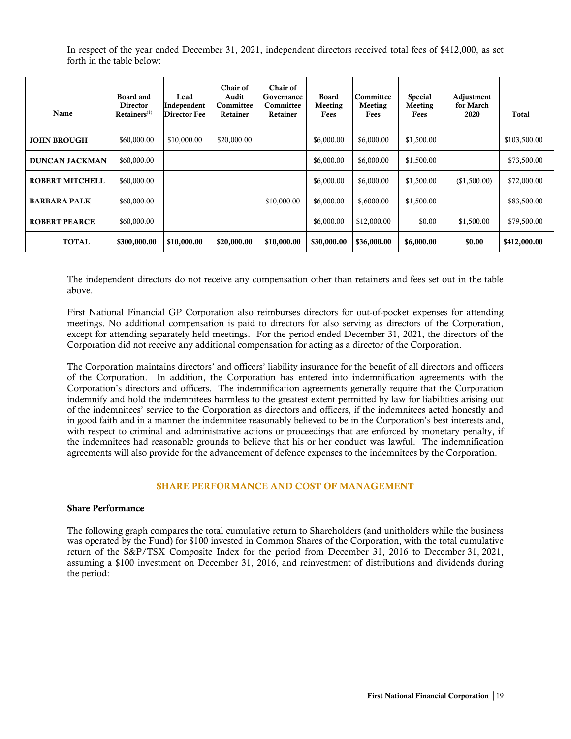In respect of the year ended December 31, 2021, independent directors received total fees of $412,000, as set forth in the table below:

| Name | Board and Director Retainers[(1)] | Lead Independent Director Fee | Chair of Audit Committee Retainer | Chair of Governance Committee Retainer | Board Meeting Fees | Committee Meeting Fees | Special Meeting Fees | Adjustment for March 2020 | Total |
|---|---|---|---|---|---|---|---|---|---|
| **JOHN BROUGH** | $60,000.00 | $10,000.00 | $20,000.00 | | $6,000.00 | $6,000.00 | $1,500.00 | | $103,500.00 |
| **DUNCAN JACKMAN** | $60,000.00 | | | | $6,000.00 | $6,000.00 | $1,500.00 | | $73,500.00 |
| **ROBERT MITCHELL** | $60,000.00 | | | | $6,000.00 | $6,000.00 | $1,500.00 | ($1,500.00) | $72,000.00 |
| **BARBARA PALK** | $60,000.00 | | | $10,000.00 | $6,000.00 | $,6000.00 | $1,500.00 | | $83,500.00 |
| **ROBERT PEARCE** | $60,000.00 | | | | $6,000.00 | $12,000.00 | $0.00 | $1,500.00 | $79,500.00 |
| **TOTAL** | **$300,000.00** | **$10,000.00** | **$20,000.00** | **$10,000.00** | **$30,000.00** | **$36,000.00** | **$6,000.00** | **$0.00** | **$412,000.00** |

The independent directors do not receive any compensation other than retainers and fees set out in the table above.

First National Financial GP Corporation also reimburses directors for out-of-pocket expenses for attending meetings. No additional compensation is paid to directors for also serving as directors of the Corporation, except for attending separately held meetings. For the period ended December 31, 2021, the directors of the Corporation did not receive any additional compensation for acting as a director of the Corporation.

The Corporation maintains directors' and officers' liability insurance for the benefit of all directors and officers of the Corporation. In addition, the Corporation has entered into indemnification agreements with the Corporation's directors and officers. The indemnification agreements generally require that the Corporation indemnify and hold the indemnitees harmless to the greatest extent permitted by law for liabilities arising out of the indemnitees' service to the Corporation as directors and officers, if the indemnitees acted honestly and in good faith and in a manner the indemnitee reasonably believed to be in the Corporation's best interests and, with respect to criminal and administrative actions or proceedings that are enforced by monetary penalty, if the indemnitees had reasonable grounds to believe that his or her conduct was lawful. The indemnification agreements will also provide for the advancement of defence expenses to the indemnitees by the Corporation.

## SHARE PERFORMANCE AND COST OF MANAGEMENT

### Share Performance

The following graph compares the total cumulative return to Shareholders (and unitholders while the business was operated by the Fund) for $100 invested in Common Shares of the Corporation, with the total cumulative return of the S&P/TSX Composite Index for the period from December 31, 2016 to December 31, 2021, assuming a $100 investment on December 31, 2016, and reinvestment of distributions and dividends during the period: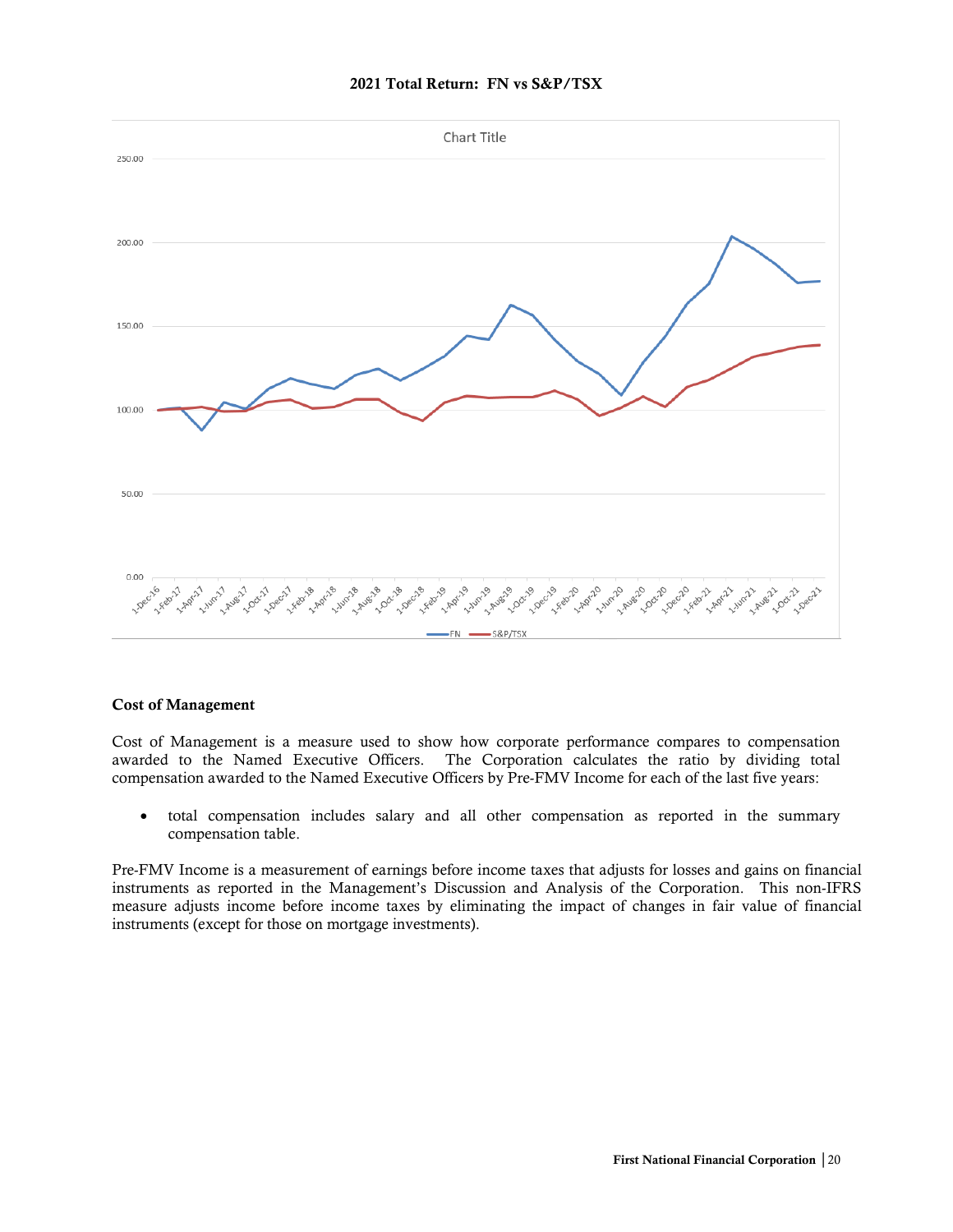**2021 Total Return: FN vs S&P/TSX**

## Cost of Management

Cost of Management is a measure used to show how corporate performance compares to compensation awarded to the Named Executive Officers. The Corporation calculates the ratio by dividing total compensation awarded to the Named Executive Officers by Pre-FMV Income for each of the last five years:

- total compensation includes salary and all other compensation as reported in the summary compensation table.

Pre-FMV Income is a measurement of earnings before income taxes that adjusts for losses and gains on financial instruments as reported in the Management's Discussion and Analysis of the Corporation. This non-IFRS measure adjusts income before income taxes by eliminating the impact of changes in fair value of financial instruments (except for those on mortgage investments).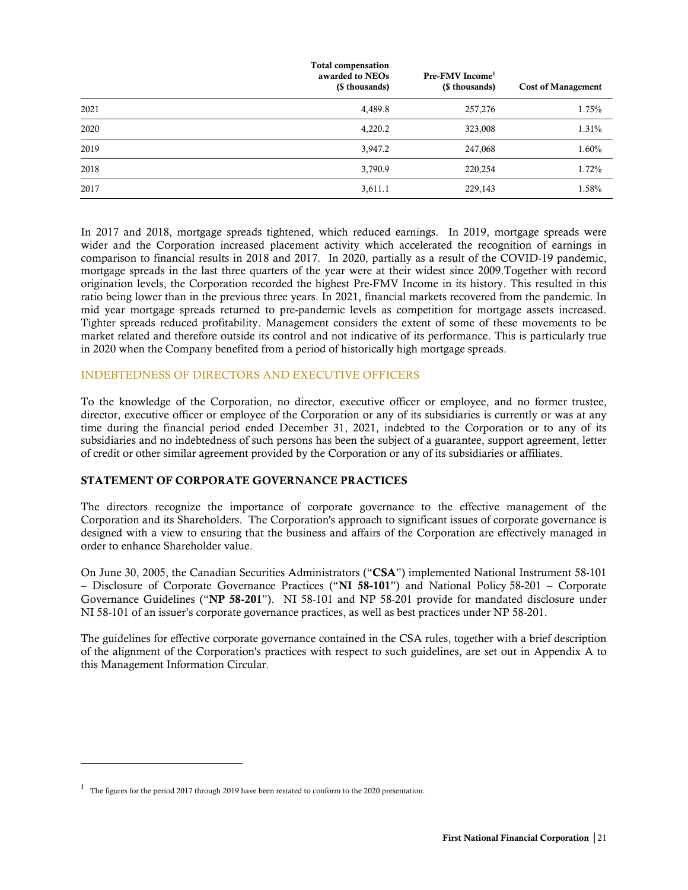| | Total compensation awarded to NEOs ($ thousands) | Pre-FMV Income[1] ($ thousands) | Cost of Management |
|---|---|---|---|
| 2021 | 4,489.8 | 257,276 | 1.75% |
| 2020 | 4,220.2 | 323,008 | 1.31% |
| 2019 | 3,947.2 | 247,068 | 1.60% |
| 2018 | 3,790.9 | 220,254 | 1.72% |
| 2017 | 3,611.1 | 229,143 | 1.58% |

In 2017 and 2018, mortgage spreads tightened, which reduced earnings. In 2019, mortgage spreads were wider and the Corporation increased placement activity which accelerated the recognition of earnings in comparison to financial results in 2018 and 2017. In 2020, partially as a result of the COVID-19 pandemic, mortgage spreads in the last three quarters of the year were at their widest since 2009.Together with record origination levels, the Corporation recorded the highest Pre-FMV Income in its history. This resulted in this ratio being lower than in the previous three years. In 2021, financial markets recovered from the pandemic. In mid year mortgage spreads returned to pre-pandemic levels as competition for mortgage assets increased. Tighter spreads reduced profitability. Management considers the extent of some of these movements to be market related and therefore outside its control and not indicative of its performance. This is particularly true in 2020 when the Company benefited from a period of historically high mortgage spreads.

## INDEBTEDNESS OF DIRECTORS AND EXECUTIVE OFFICERS

To the knowledge of the Corporation, no director, executive officer or employee, and no former trustee, director, executive officer or employee of the Corporation or any of its subsidiaries is currently or was at any time during the financial period ended December 31, 2021, indebted to the Corporation or to any of its subsidiaries and no indebtedness of such persons has been the subject of a guarantee, support agreement, letter of credit or other similar agreement provided by the Corporation or any of its subsidiaries or affiliates.

## STATEMENT OF CORPORATE GOVERNANCE PRACTICES

The directors recognize the importance of corporate governance to the effective management of the Corporation and its Shareholders. The Corporation's approach to significant issues of corporate governance is designed with a view to ensuring that the business and affairs of the Corporation are effectively managed in order to enhance Shareholder value.

On June 30, 2005, the Canadian Securities Administrators ("**CSA**") implemented National Instrument 58-101 – Disclosure of Corporate Governance Practices ("**NI 58-101**") and National Policy 58-201 – Corporate Governance Guidelines ("**NP 58-201**"). NI 58-101 and NP 58-201 provide for mandated disclosure under NI 58-101 of an issuer's corporate governance practices, as well as best practices under NP 58-201.

The guidelines for effective corporate governance contained in the CSA rules, together with a brief description of the alignment of the Corporation's practices with respect to such guidelines, are set out in Appendix A to this Management Information Circular.

---

[1] The figures for the period 2017 through 2019 have been restated to conform to the 2020 presentation.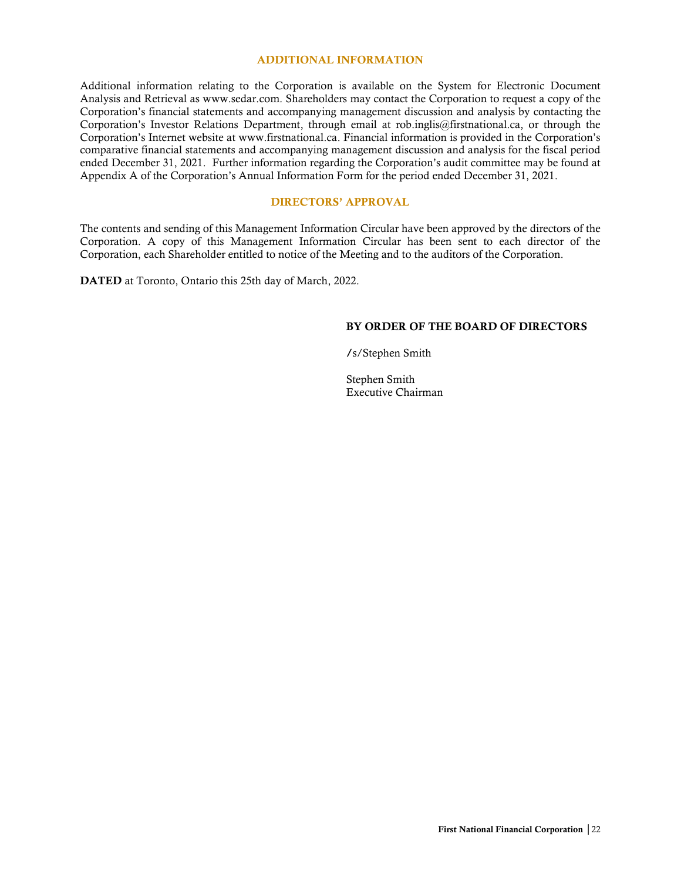## ADDITIONAL INFORMATION

Additional information relating to the Corporation is available on the System for Electronic Document Analysis and Retrieval as www.sedar.com. Shareholders may contact the Corporation to request a copy of the Corporation's financial statements and accompanying management discussion and analysis by contacting the Corporation's Investor Relations Department, through email at rob.inglis@firstnational.ca, or through the Corporation's Internet website at www.firstnational.ca. Financial information is provided in the Corporation's comparative financial statements and accompanying management discussion and analysis for the fiscal period ended December 31, 2021. Further information regarding the Corporation's audit committee may be found at Appendix A of the Corporation's Annual Information Form for the period ended December 31, 2021.

## DIRECTORS' APPROVAL

The contents and sending of this Management Information Circular have been approved by the directors of the Corporation. A copy of this Management Information Circular has been sent to each director of the Corporation, each Shareholder entitled to notice of the Meeting and to the auditors of the Corporation.

**DATED** at Toronto, Ontario this 25th day of March, 2022.

**BY ORDER OF THE BOARD OF DIRECTORS**

/s/Stephen Smith

Stephen Smith
Executive Chairman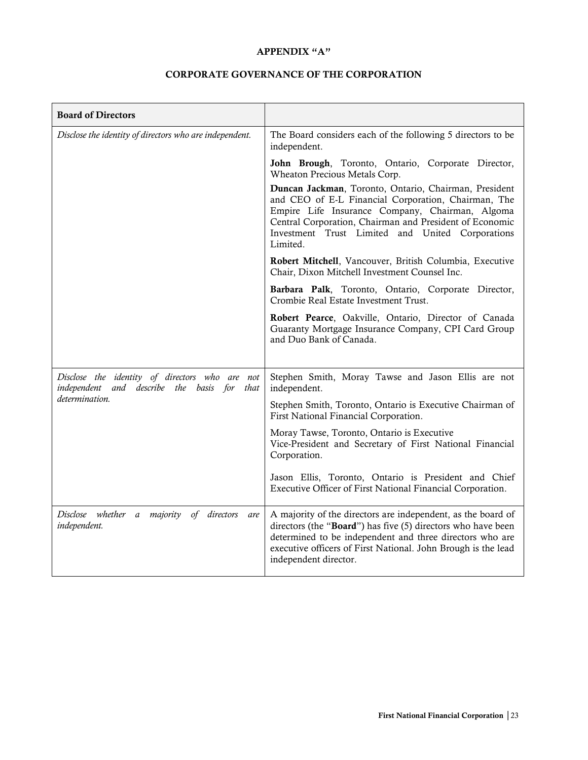**APPENDIX "A"**

**CORPORATE GOVERNANCE OF THE CORPORATION**

| **Board of Directors** | |
|---|---|
| *Disclose the identity of directors who are independent.* | The Board considers each of the following 5 directors to be independent.<br><br>**John Brough**, Toronto, Ontario, Corporate Director, Wheaton Precious Metals Corp.<br><br>**Duncan Jackman**, Toronto, Ontario, Chairman, President and CEO of E-L Financial Corporation, Chairman, The Empire Life Insurance Company, Chairman, Algoma Central Corporation, Chairman and President of Economic Investment Trust Limited and United Corporations Limited.<br><br>**Robert Mitchell**, Vancouver, British Columbia, Executive Chair, Dixon Mitchell Investment Counsel Inc.<br><br>**Barbara Palk**, Toronto, Ontario, Corporate Director, Crombie Real Estate Investment Trust.<br><br>**Robert Pearce**, Oakville, Ontario, Director of Canada Guaranty Mortgage Insurance Company, CPI Card Group and Duo Bank of Canada. |
| *Disclose the identity of directors who are not independent and describe the basis for that determination.* | Stephen Smith, Moray Tawse and Jason Ellis are not independent.<br><br>Stephen Smith, Toronto, Ontario is Executive Chairman of First National Financial Corporation.<br><br>Moray Tawse, Toronto, Ontario is Executive Vice-President and Secretary of First National Financial Corporation.<br><br>Jason Ellis, Toronto, Ontario is President and Chief Executive Officer of First National Financial Corporation. |
| *Disclose whether a majority of directors are independent.* | A majority of the directors are independent, as the board of directors (the "**Board**") has five (5) directors who have been determined to be independent and three directors who are executive officers of First National. John Brough is the lead independent director. |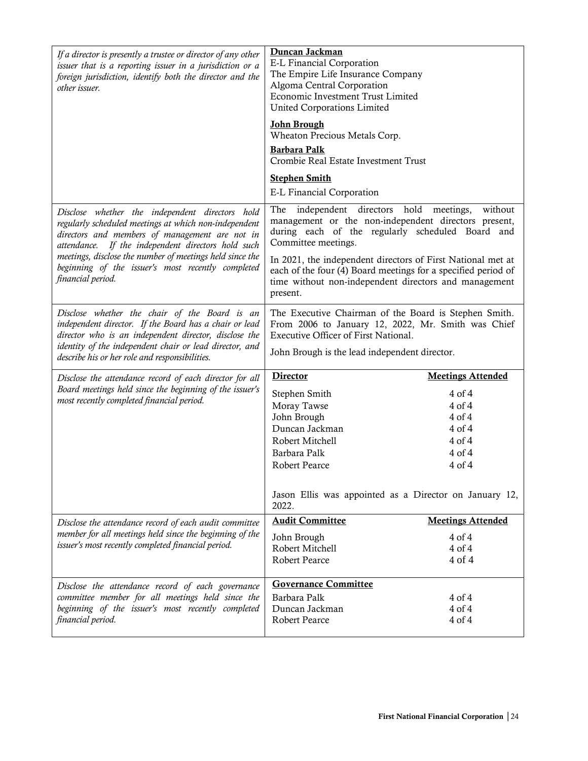| | |
|---|---|
| *If a director is presently a trustee or director of any other issuer that is a reporting issuer in a jurisdiction or a foreign jurisdiction, identify both the director and the other issuer.* | **<u>Duncan Jackman</u>**<br>E-L Financial Corporation<br>The Empire Life Insurance Company<br>Algoma Central Corporation<br>Economic Investment Trust Limited<br>United Corporations Limited<br><br>**<u>John Brough</u>**<br>Wheaton Precious Metals Corp.<br><br>**<u>Barbara Palk</u>**<br>Crombie Real Estate Investment Trust<br><br>**<u>Stephen Smith</u>**<br>E-L Financial Corporation |
| *Disclose whether the independent directors hold regularly scheduled meetings at which non-independent directors and members of management are not in attendance. If the independent directors hold such meetings, disclose the number of meetings held since the beginning of the issuer's most recently completed financial period.* | The independent directors hold meetings, without management or the non-independent directors present, during each of the regularly scheduled Board and Committee meetings.<br><br>In 2021, the independent directors of First National met at each of the four (4) Board meetings for a specified period of time without non-independent directors and management present. |
| *Disclose whether the chair of the Board is an independent director. If the Board has a chair or lead director who is an independent director, disclose the identity of the independent chair or lead director, and describe his or her role and responsibilities.* | The Executive Chairman of the Board is Stephen Smith. From 2006 to January 12, 2022, Mr. Smith was Chief Executive Officer of First National.<br><br>John Brough is the lead independent director. |
| *Disclose the attendance record of each director for all Board meetings held since the beginning of the issuer's most recently completed financial period.* | **<u>Director</u>** — **<u>Meetings Attended</u>**<br>Stephen Smith — 4 of 4<br>Moray Tawse — 4 of 4<br>John Brough — 4 of 4<br>Duncan Jackman — 4 of 4<br>Robert Mitchell — 4 of 4<br>Barbara Palk — 4 of 4<br>Robert Pearce — 4 of 4<br><br>Jason Ellis was appointed as a Director on January 12, 2022. |
| *Disclose the attendance record of each audit committee member for all meetings held since the beginning of the issuer's most recently completed financial period.* | **<u>Audit Committee</u>** — **<u>Meetings Attended</u>**<br>John Brough — 4 of 4<br>Robert Mitchell — 4 of 4<br>Robert Pearce — 4 of 4 |
| *Disclose the attendance record of each governance committee member for all meetings held since the beginning of the issuer's most recently completed financial period.* | **<u>Governance Committee</u>**<br>Barbara Palk — 4 of 4<br>Duncan Jackman — 4 of 4<br>Robert Pearce — 4 of 4 |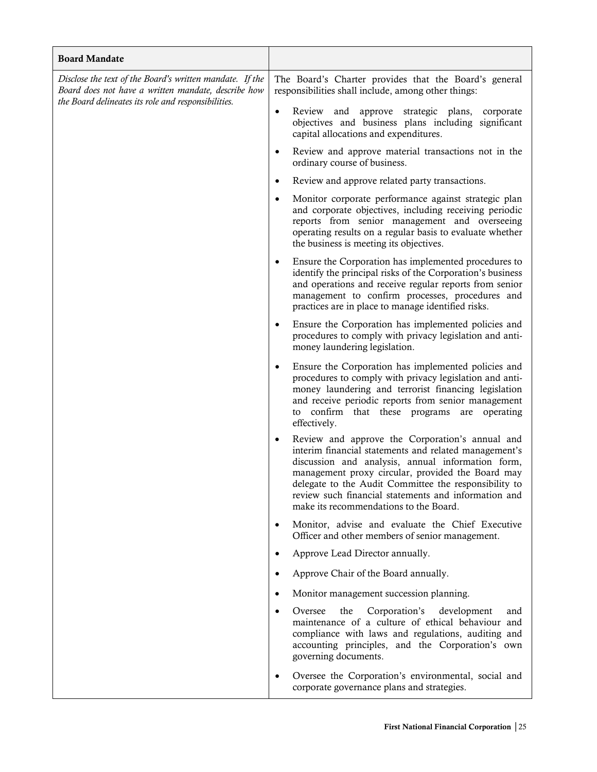| **Board Mandate** | |
|---|---|
| *Disclose the text of the Board's written mandate. If the Board does not have a written mandate, describe how the Board delineates its role and responsibilities.* | The Board's Charter provides that the Board's general responsibilities shall include, among other things:<br><br>• Review and approve strategic plans, corporate objectives and business plans including significant capital allocations and expenditures.<br><br>• Review and approve material transactions not in the ordinary course of business.<br><br>• Review and approve related party transactions.<br><br>• Monitor corporate performance against strategic plan and corporate objectives, including receiving periodic reports from senior management and overseeing operating results on a regular basis to evaluate whether the business is meeting its objectives.<br><br>• Ensure the Corporation has implemented procedures to identify the principal risks of the Corporation's business and operations and receive regular reports from senior management to confirm processes, procedures and practices are in place to manage identified risks.<br><br>• Ensure the Corporation has implemented policies and procedures to comply with privacy legislation and anti-money laundering legislation.<br><br>• Ensure the Corporation has implemented policies and procedures to comply with privacy legislation and anti-money laundering and terrorist financing legislation and receive periodic reports from senior management to confirm that these programs are operating effectively.<br><br>• Review and approve the Corporation's annual and interim financial statements and related management's discussion and analysis, annual information form, management proxy circular, provided the Board may delegate to the Audit Committee the responsibility to review such financial statements and information and make its recommendations to the Board.<br><br>• Monitor, advise and evaluate the Chief Executive Officer and other members of senior management.<br><br>• Approve Lead Director annually.<br><br>• Approve Chair of the Board annually.<br><br>• Monitor management succession planning.<br><br>• Oversee the Corporation's development and maintenance of a culture of ethical behaviour and compliance with laws and regulations, auditing and accounting principles, and the Corporation's own governing documents.<br><br>• Oversee the Corporation's environmental, social and corporate governance plans and strategies. |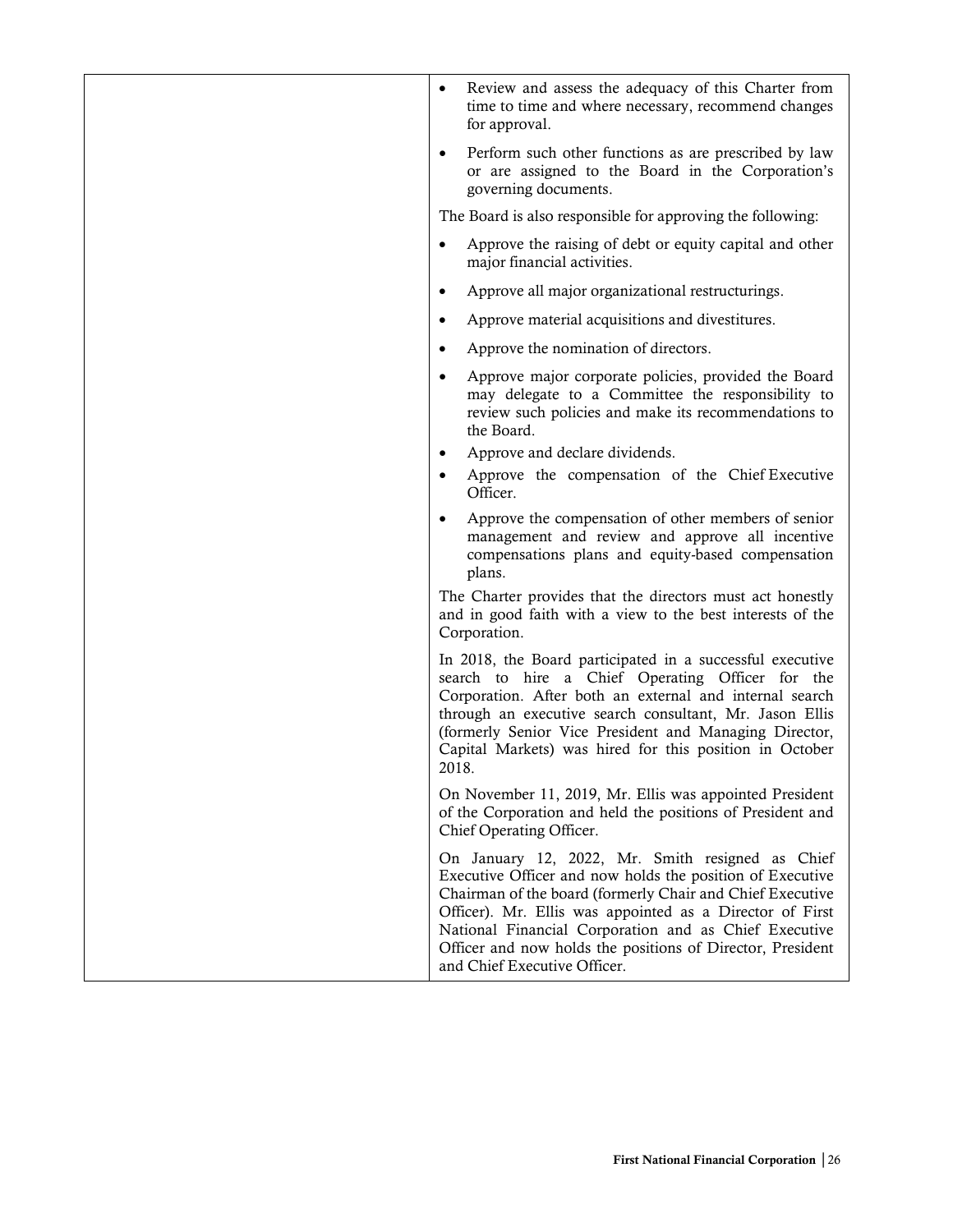| | • Review and assess the adequacy of this Charter from time to time and where necessary, recommend changes for approval.<br><br>• Perform such other functions as are prescribed by law or are assigned to the Board in the Corporation's governing documents.<br><br>The Board is also responsible for approving the following:<br><br>• Approve the raising of debt or equity capital and other major financial activities.<br><br>• Approve all major organizational restructurings.<br><br>• Approve material acquisitions and divestitures.<br><br>• Approve the nomination of directors.<br><br>• Approve major corporate policies, provided the Board may delegate to a Committee the responsibility to review such policies and make its recommendations to the Board.<br><br>• Approve and declare dividends.<br><br>• Approve the compensation of the Chief Executive Officer.<br><br>• Approve the compensation of other members of senior management and review and approve all incentive compensations plans and equity-based compensation plans.<br><br>The Charter provides that the directors must act honestly and in good faith with a view to the best interests of the Corporation.<br><br>In 2018, the Board participated in a successful executive search to hire a Chief Operating Officer for the Corporation. After both an external and internal search through an executive search consultant, Mr. Jason Ellis (formerly Senior Vice President and Managing Director, Capital Markets) was hired for this position in October 2018.<br><br>On November 11, 2019, Mr. Ellis was appointed President of the Corporation and held the positions of President and Chief Operating Officer.<br><br>On January 12, 2022, Mr. Smith resigned as Chief Executive Officer and now holds the position of Executive Chairman of the board (formerly Chair and Chief Executive Officer). Mr. Ellis was appointed as a Director of First National Financial Corporation and as Chief Executive Officer and now holds the positions of Director, President and Chief Executive Officer. |
|---|---|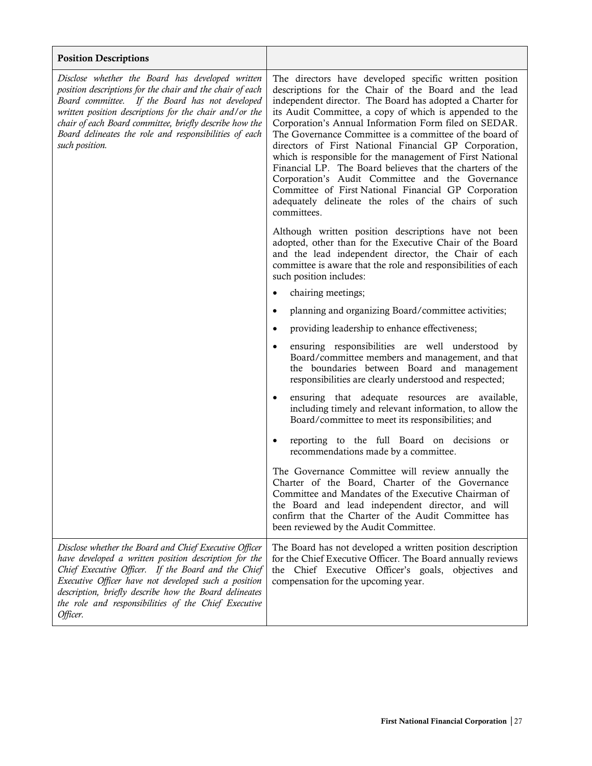| **Position Descriptions** | |
|---|---|
| *Disclose whether the Board has developed written position descriptions for the chair and the chair of each Board committee. If the Board has not developed written position descriptions for the chair and/or the chair of each Board committee, briefly describe how the Board delineates the role and responsibilities of each such position.* | The directors have developed specific written position descriptions for the Chair of the Board and the lead independent director. The Board has adopted a Charter for its Audit Committee, a copy of which is appended to the Corporation's Annual Information Form filed on SEDAR. The Governance Committee is a committee of the board of directors of First National Financial GP Corporation, which is responsible for the management of First National Financial LP. The Board believes that the charters of the Corporation's Audit Committee and the Governance Committee of First National Financial GP Corporation adequately delineate the roles of the chairs of such committees.<br><br>Although written position descriptions have not been adopted, other than for the Executive Chair of the Board and the lead independent director, the Chair of each committee is aware that the role and responsibilities of each such position includes:<br><br>• chairing meetings;<br>• planning and organizing Board/committee activities;<br>• providing leadership to enhance effectiveness;<br>• ensuring responsibilities are well understood by Board/committee members and management, and that the boundaries between Board and management responsibilities are clearly understood and respected;<br>• ensuring that adequate resources are available, including timely and relevant information, to allow the Board/committee to meet its responsibilities; and<br>• reporting to the full Board on decisions or recommendations made by a committee.<br><br>The Governance Committee will review annually the Charter of the Board, Charter of the Governance Committee and Mandates of the Executive Chairman of the Board and lead independent director, and will confirm that the Charter of the Audit Committee has been reviewed by the Audit Committee. |
| *Disclose whether the Board and Chief Executive Officer have developed a written position description for the Chief Executive Officer. If the Board and the Chief Executive Officer have not developed such a position description, briefly describe how the Board delineates the role and responsibilities of the Chief Executive Officer.* | The Board has not developed a written position description for the Chief Executive Officer. The Board annually reviews the Chief Executive Officer's goals, objectives and compensation for the upcoming year. |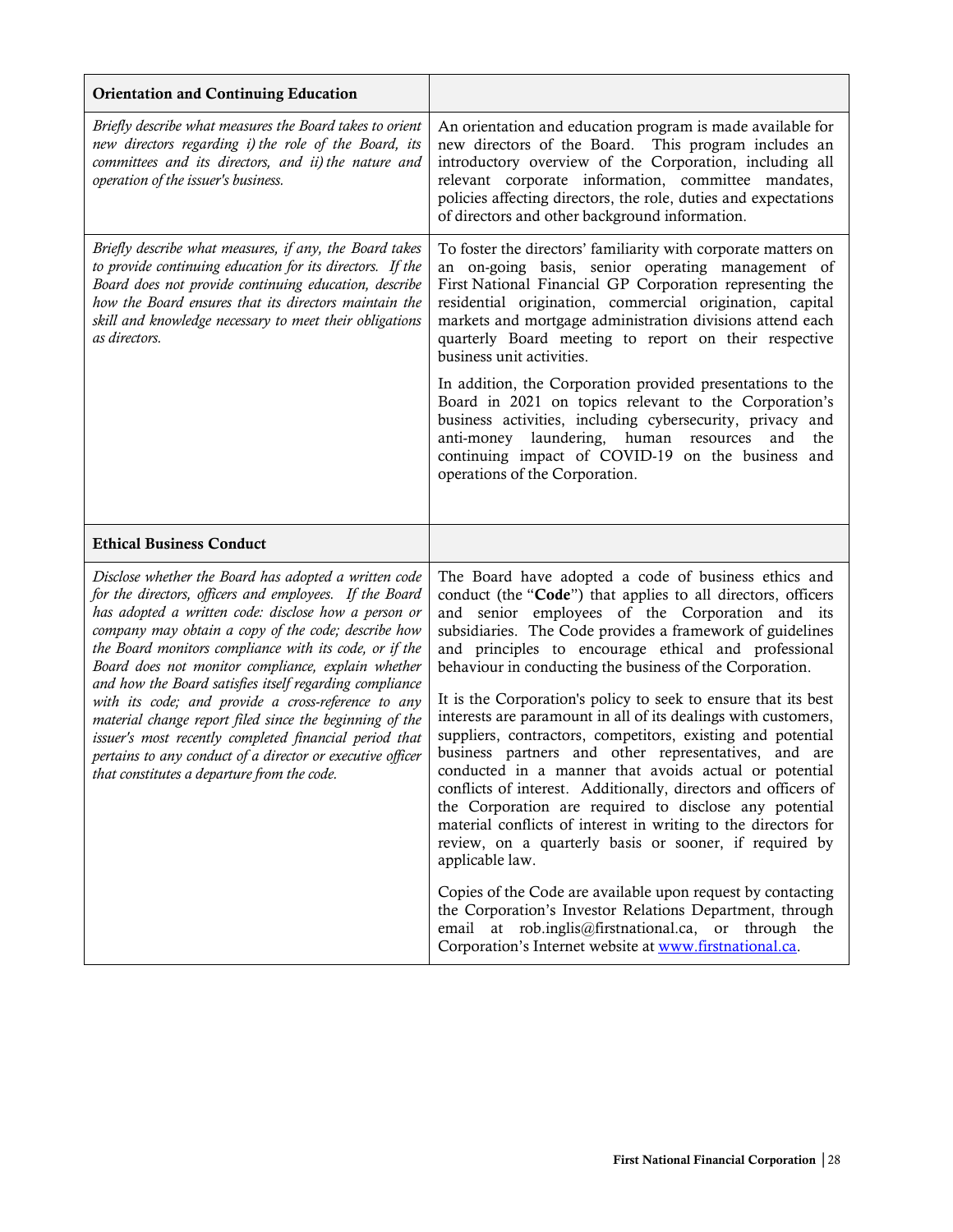| Orientation and Continuing Education | |
|---|---|
| *Briefly describe what measures the Board takes to orient new directors regarding i) the role of the Board, its committees and its directors, and ii) the nature and operation of the issuer's business.* | An orientation and education program is made available for new directors of the Board. This program includes an introductory overview of the Corporation, including all relevant corporate information, committee mandates, policies affecting directors, the role, duties and expectations of directors and other background information. |
| *Briefly describe what measures, if any, the Board takes to provide continuing education for its directors. If the Board does not provide continuing education, describe how the Board ensures that its directors maintain the skill and knowledge necessary to meet their obligations as directors.* | To foster the directors' familiarity with corporate matters on an on-going basis, senior operating management of First National Financial GP Corporation representing the residential origination, commercial origination, capital markets and mortgage administration divisions attend each quarterly Board meeting to report on their respective business unit activities.<br><br>In addition, the Corporation provided presentations to the Board in 2021 on topics relevant to the Corporation's business activities, including cybersecurity, privacy and anti-money laundering, human resources and the continuing impact of COVID-19 on the business and operations of the Corporation. |
| **Ethical Business Conduct** | |
| *Disclose whether the Board has adopted a written code for the directors, officers and employees. If the Board has adopted a written code: disclose how a person or company may obtain a copy of the code; describe how the Board monitors compliance with its code, or if the Board does not monitor compliance, explain whether and how the Board satisfies itself regarding compliance with its code; and provide a cross-reference to any material change report filed since the beginning of the issuer's most recently completed financial period that pertains to any conduct of a director or executive officer that constitutes a departure from the code.* | The Board have adopted a code of business ethics and conduct (the "**Code**") that applies to all directors, officers and senior employees of the Corporation and its subsidiaries. The Code provides a framework of guidelines and principles to encourage ethical and professional behaviour in conducting the business of the Corporation.<br><br>It is the Corporation's policy to seek to ensure that its best interests are paramount in all of its dealings with customers, suppliers, contractors, competitors, existing and potential business partners and other representatives, and are conducted in a manner that avoids actual or potential conflicts of interest. Additionally, directors and officers of the Corporation are required to disclose any potential material conflicts of interest in writing to the directors for review, on a quarterly basis or sooner, if required by applicable law.<br><br>Copies of the Code are available upon request by contacting the Corporation's Investor Relations Department, through email at rob.inglis@firstnational.ca, or through the Corporation's Internet website at www.firstnational.ca. |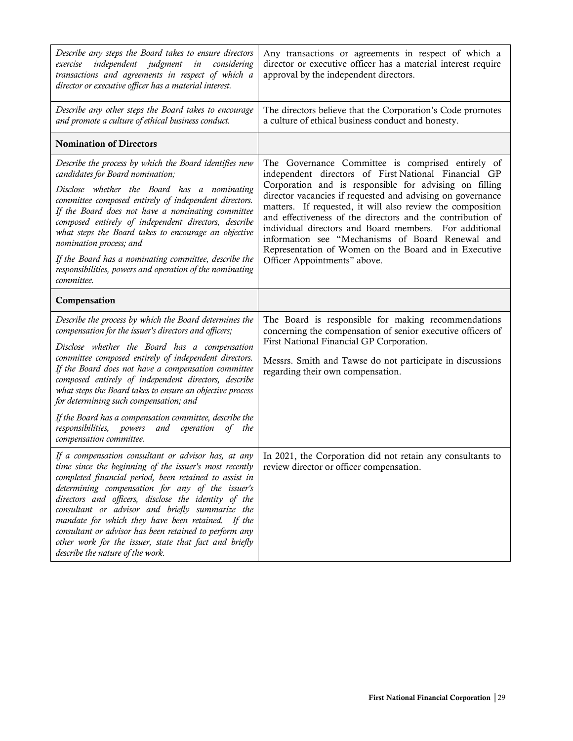| | |
|---|---|
| *Describe any steps the Board takes to ensure directors exercise independent judgment in considering transactions and agreements in respect of which a director or executive officer has a material interest.* | Any transactions or agreements in respect of which a director or executive officer has a material interest require approval by the independent directors. |
| *Describe any other steps the Board takes to encourage and promote a culture of ethical business conduct.* | The directors believe that the Corporation's Code promotes a culture of ethical business conduct and honesty. |
| **Nomination of Directors** | |
| *Describe the process by which the Board identifies new candidates for Board nomination;*<br><br>*Disclose whether the Board has a nominating committee composed entirely of independent directors. If the Board does not have a nominating committee composed entirely of independent directors, describe what steps the Board takes to encourage an objective nomination process; and*<br><br>*If the Board has a nominating committee, describe the responsibilities, powers and operation of the nominating committee.* | The Governance Committee is comprised entirely of independent directors of First National Financial GP Corporation and is responsible for advising on filling director vacancies if requested and advising on governance matters. If requested, it will also review the composition and effectiveness of the directors and the contribution of individual directors and Board members. For additional information see "Mechanisms of Board Renewal and Representation of Women on the Board and in Executive Officer Appointments" above. |
| **Compensation** | |
| *Describe the process by which the Board determines the compensation for the issuer's directors and officers;*<br><br>*Disclose whether the Board has a compensation committee composed entirely of independent directors. If the Board does not have a compensation committee composed entirely of independent directors, describe what steps the Board takes to ensure an objective process for determining such compensation; and*<br><br>*If the Board has a compensation committee, describe the responsibilities, powers and operation of the compensation committee.* | The Board is responsible for making recommendations concerning the compensation of senior executive officers of First National Financial GP Corporation.<br><br>Messrs. Smith and Tawse do not participate in discussions regarding their own compensation. |
| *If a compensation consultant or advisor has, at any time since the beginning of the issuer's most recently completed financial period, been retained to assist in determining compensation for any of the issuer's directors and officers, disclose the identity of the consultant or advisor and briefly summarize the mandate for which they have been retained. If the consultant or advisor has been retained to perform any other work for the issuer, state that fact and briefly describe the nature of the work.* | In 2021, the Corporation did not retain any consultants to review director or officer compensation. |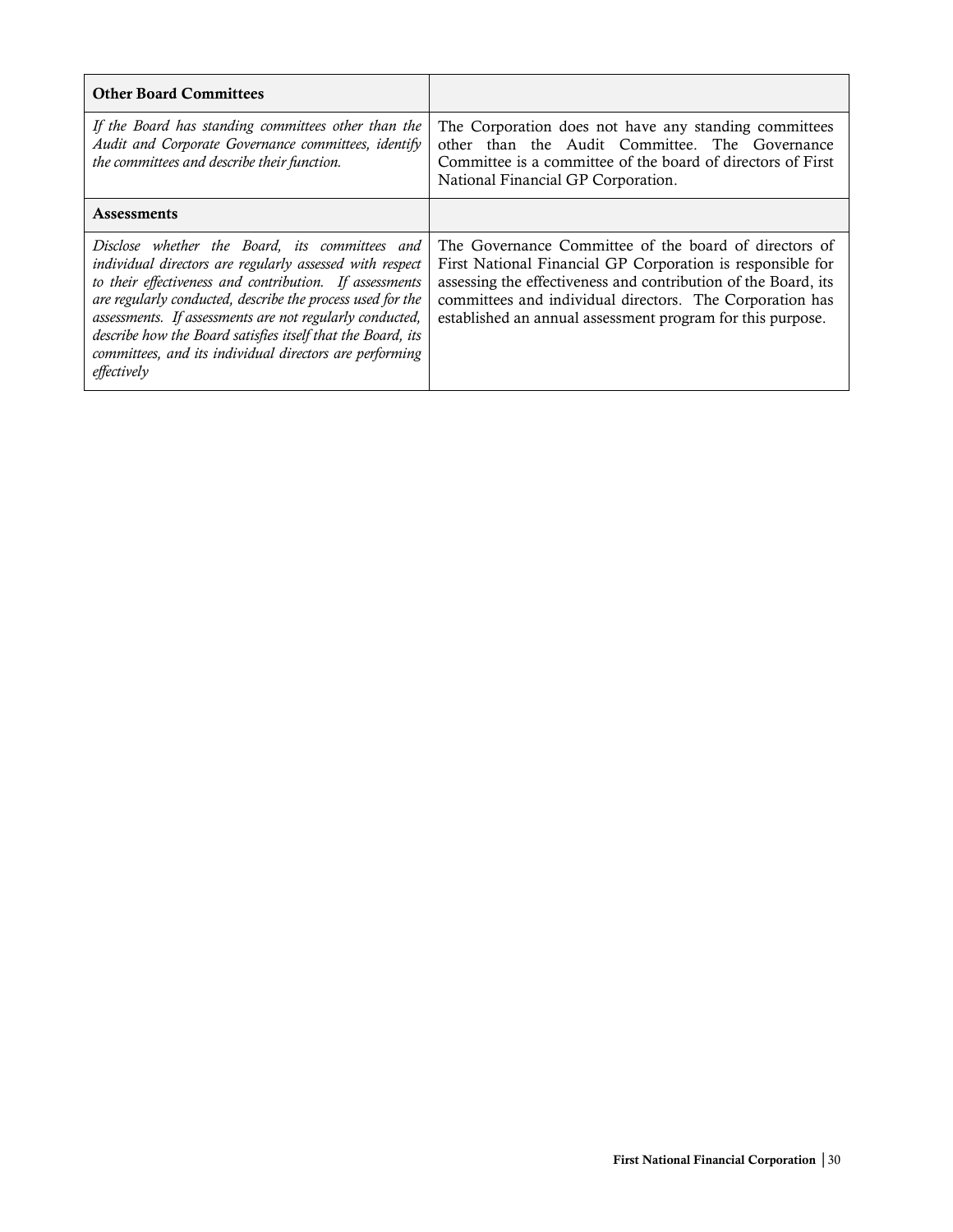| | |
|---|---|
| **Other Board Committees** | |
| *If the Board has standing committees other than the Audit and Corporate Governance committees, identify the committees and describe their function.* | The Corporation does not have any standing committees other than the Audit Committee. The Governance Committee is a committee of the board of directors of First National Financial GP Corporation. |
| **Assessments** | |
| *Disclose whether the Board, its committees and individual directors are regularly assessed with respect to their effectiveness and contribution. If assessments are regularly conducted, describe the process used for the assessments. If assessments are not regularly conducted, describe how the Board satisfies itself that the Board, its committees, and its individual directors are performing effectively* | The Governance Committee of the board of directors of First National Financial GP Corporation is responsible for assessing the effectiveness and contribution of the Board, its committees and individual directors. The Corporation has established an annual assessment program for this purpose. |